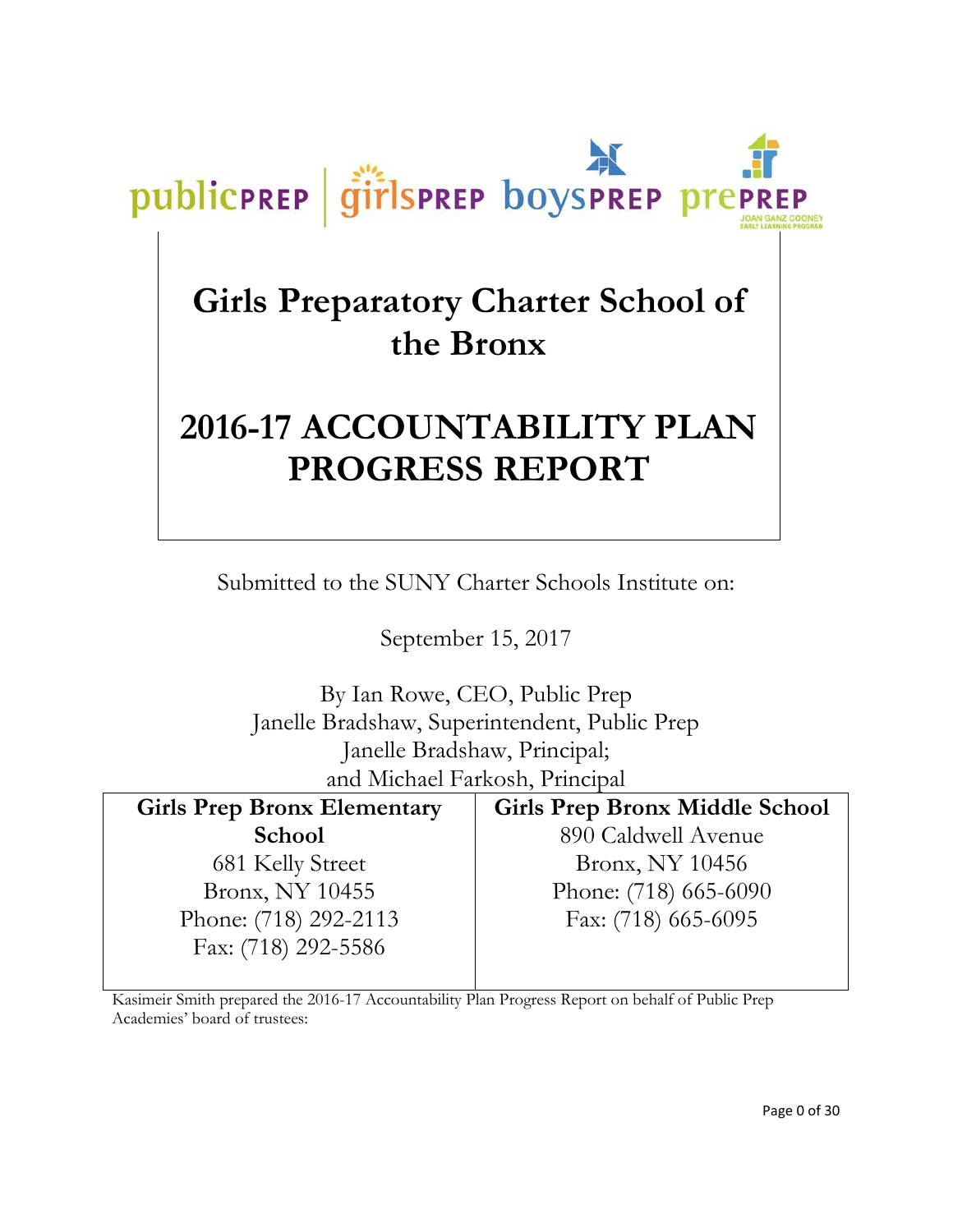publicPREP | girlsPREP boysPREP prePREP JOAN GANZ COONEY EARLY LEARNING PROGRAM

# Girls Preparatory Charter School of the Bronx

# 2016-17 ACCOUNTABILITY PLAN PROGRESS REPORT

Submitted to the SUNY Charter Schools Institute on:

September 15, 2017

By Ian Rowe, CEO, Public Prep
Janelle Bradshaw, Superintendent, Public Prep
Janelle Bradshaw, Principal;
and Michael Farkosh, Principal

| Girls Prep Bronx Elementary School | Girls Prep Bronx Middle School |
|---|---|
| 681 Kelly Street<br>Bronx, NY 10455<br>Phone: (718) 292-2113<br>Fax: (718) 292-5586 | 890 Caldwell Avenue<br>Bronx, NY 10456<br>Phone: (718) 665-6090<br>Fax: (718) 665-6095 |

Kasimeir Smith prepared the 2016-17 Accountability Plan Progress Report on behalf of Public Prep Academies' board of trustees: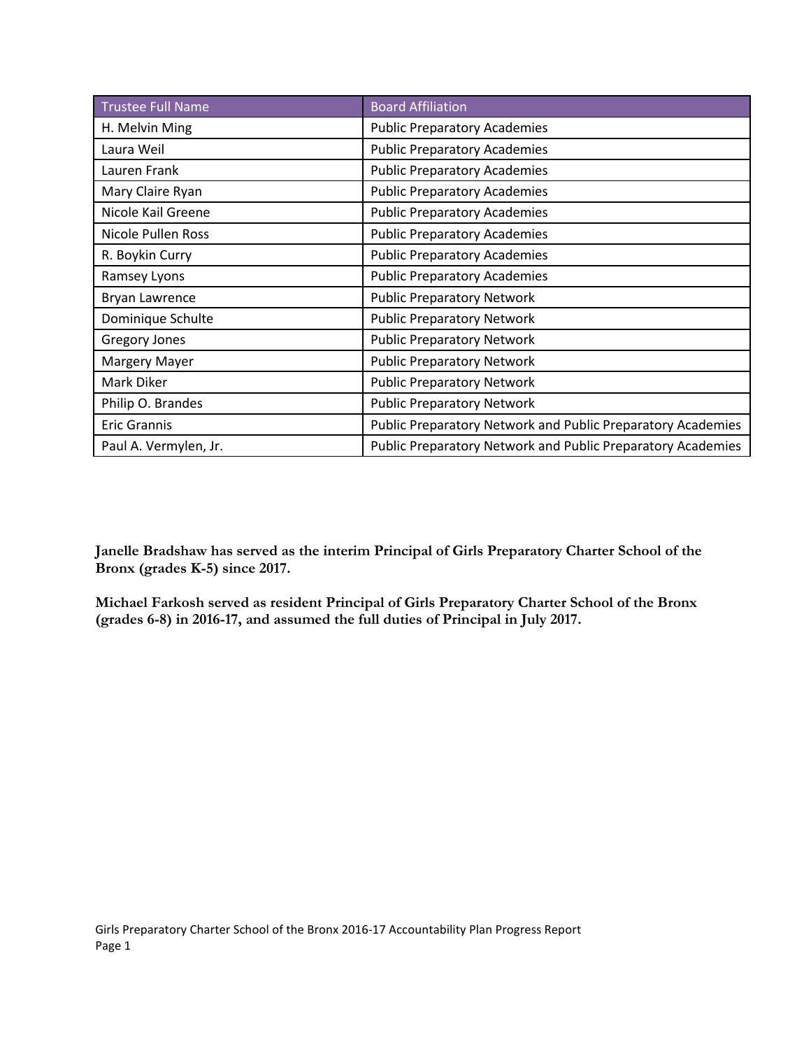| Trustee Full Name | Board Affiliation |
| --- | --- |
| H. Melvin Ming | Public Preparatory Academies |
| Laura Weil | Public Preparatory Academies |
| Lauren Frank | Public Preparatory Academies |
| Mary Claire Ryan | Public Preparatory Academies |
| Nicole Kail Greene | Public Preparatory Academies |
| Nicole Pullen Ross | Public Preparatory Academies |
| R. Boykin Curry | Public Preparatory Academies |
| Ramsey Lyons | Public Preparatory Academies |
| Bryan Lawrence | Public Preparatory Network |
| Dominique Schulte | Public Preparatory Network |
| Gregory Jones | Public Preparatory Network |
| Margery Mayer | Public Preparatory Network |
| Mark Diker | Public Preparatory Network |
| Philip O. Brandes | Public Preparatory Network |
| Eric Grannis | Public Preparatory Network and Public Preparatory Academies |
| Paul A. Vermylen, Jr. | Public Preparatory Network and Public Preparatory Academies |

**Janelle Bradshaw has served as the interim Principal of Girls Preparatory Charter School of the Bronx (grades K-5) since 2017.**

**Michael Farkosh served as resident Principal of Girls Preparatory Charter School of the Bronx (grades 6-8) in 2016-17, and assumed the full duties of Principal in July 2017.**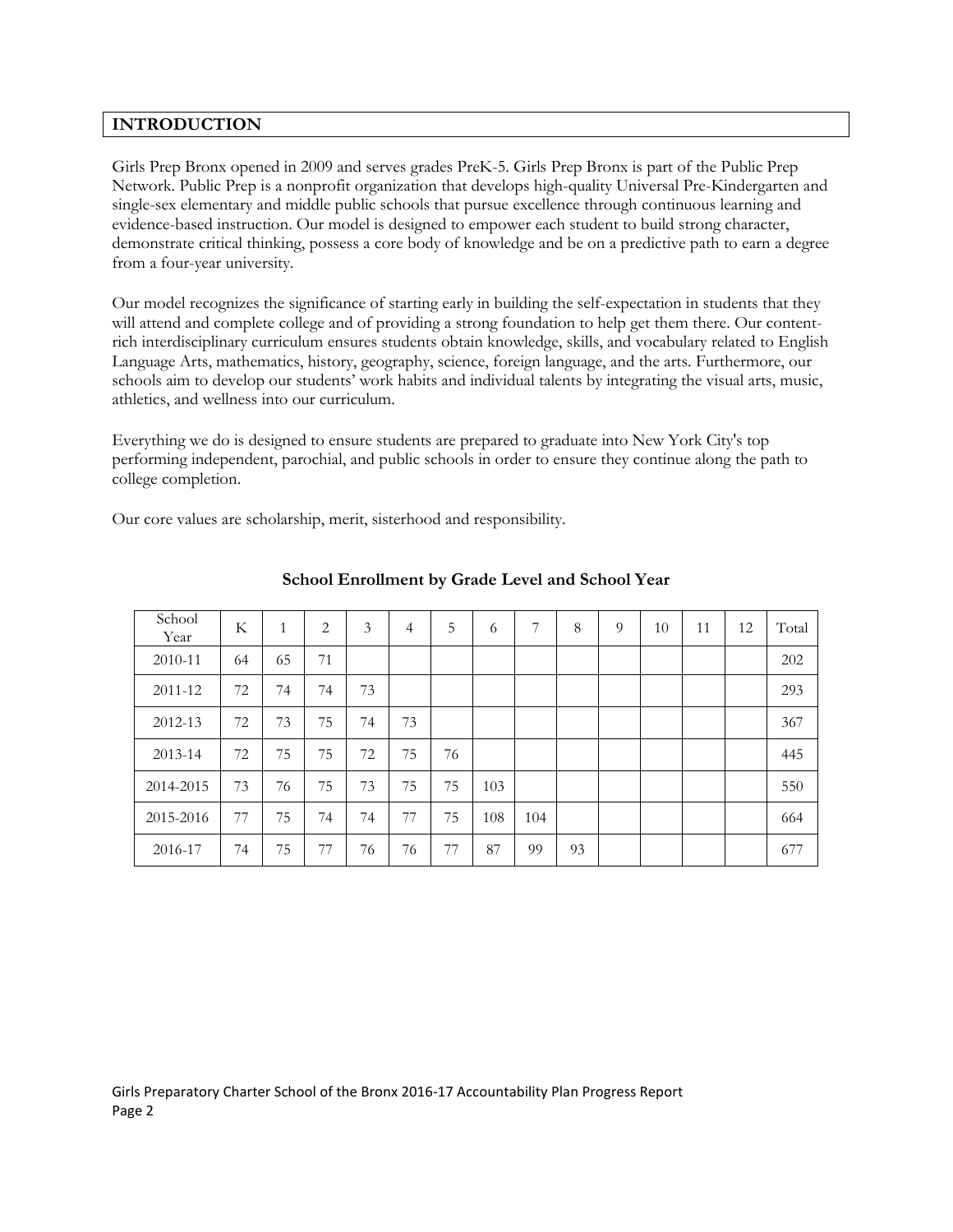## INTRODUCTION

Girls Prep Bronx opened in 2009 and serves grades PreK-5. Girls Prep Bronx is part of the Public Prep Network. Public Prep is a nonprofit organization that develops high-quality Universal Pre-Kindergarten and single-sex elementary and middle public schools that pursue excellence through continuous learning and evidence-based instruction. Our model is designed to empower each student to build strong character, demonstrate critical thinking, possess a core body of knowledge and be on a predictive path to earn a degree from a four-year university.

Our model recognizes the significance of starting early in building the self-expectation in students that they will attend and complete college and of providing a strong foundation to help get them there. Our content-rich interdisciplinary curriculum ensures students obtain knowledge, skills, and vocabulary related to English Language Arts, mathematics, history, geography, science, foreign language, and the arts. Furthermore, our schools aim to develop our students' work habits and individual talents by integrating the visual arts, music, athletics, and wellness into our curriculum.

Everything we do is designed to ensure students are prepared to graduate into New York City's top performing independent, parochial, and public schools in order to ensure they continue along the path to college completion.

Our core values are scholarship, merit, sisterhood and responsibility.

**School Enrollment by Grade Level and School Year**

| School Year | K | 1 | 2 | 3 | 4 | 5 | 6 | 7 | 8 | 9 | 10 | 11 | 12 | Total |
|---|---|---|---|---|---|---|---|---|---|---|---|---|---|---|
| 2010-11 | 64 | 65 | 71 | | | | | | | | | | | 202 |
| 2011-12 | 72 | 74 | 74 | 73 | | | | | | | | | | 293 |
| 2012-13 | 72 | 73 | 75 | 74 | 73 | | | | | | | | | 367 |
| 2013-14 | 72 | 75 | 75 | 72 | 75 | 76 | | | | | | | | 445 |
| 2014-2015 | 73 | 76 | 75 | 73 | 75 | 75 | 103 | | | | | | | 550 |
| 2015-2016 | 77 | 75 | 74 | 74 | 77 | 75 | 108 | 104 | | | | | | 664 |
| 2016-17 | 74 | 75 | 77 | 76 | 76 | 77 | 87 | 99 | 93 | | | | | 677 |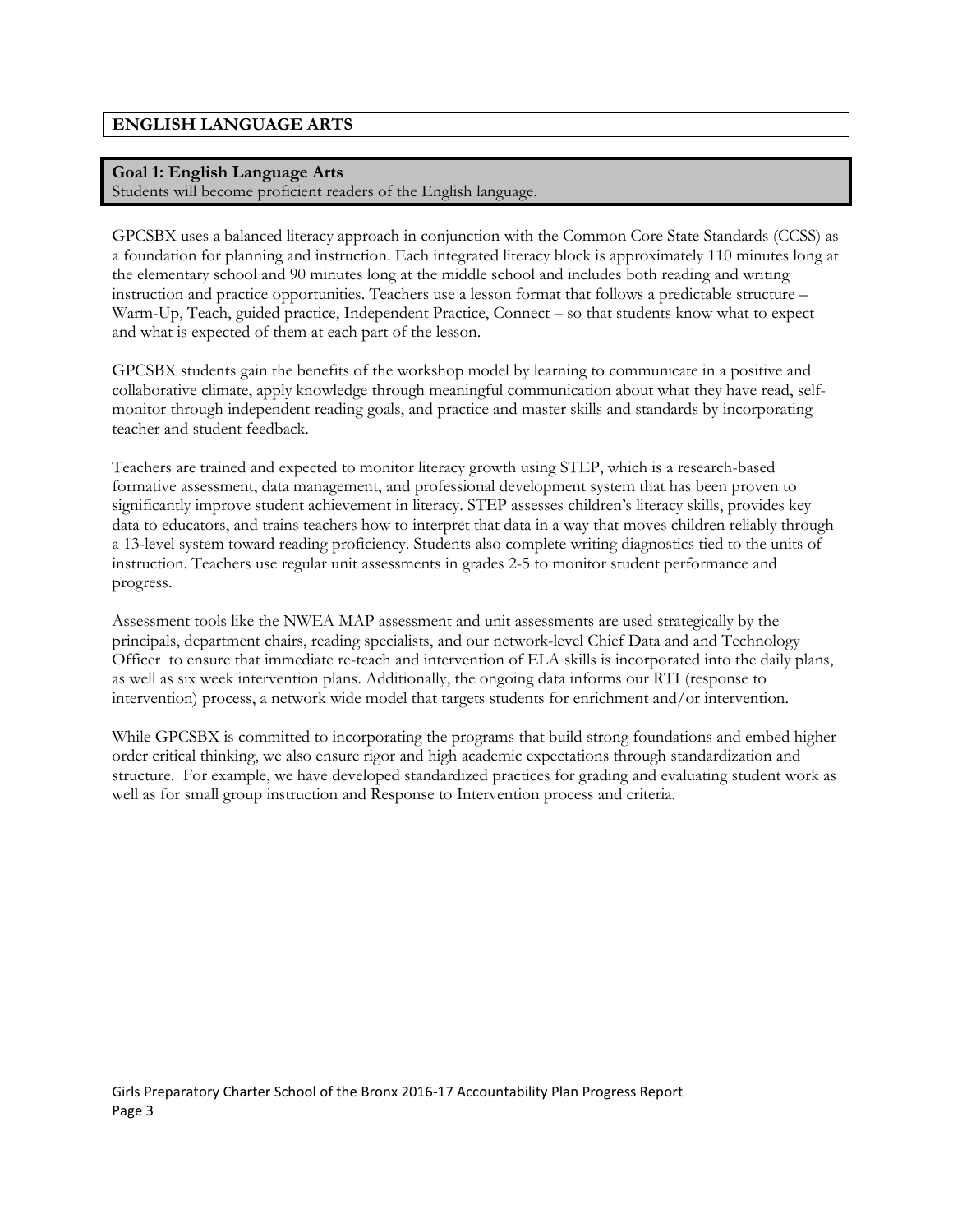## ENGLISH LANGUAGE ARTS

**Goal 1: English Language Arts**
Students will become proficient readers of the English language.

GPCSBX uses a balanced literacy approach in conjunction with the Common Core State Standards (CCSS) as a foundation for planning and instruction. Each integrated literacy block is approximately 110 minutes long at the elementary school and 90 minutes long at the middle school and includes both reading and writing instruction and practice opportunities. Teachers use a lesson format that follows a predictable structure – Warm-Up, Teach, guided practice, Independent Practice, Connect – so that students know what to expect and what is expected of them at each part of the lesson.

GPCSBX students gain the benefits of the workshop model by learning to communicate in a positive and collaborative climate, apply knowledge through meaningful communication about what they have read, self-monitor through independent reading goals, and practice and master skills and standards by incorporating teacher and student feedback.

Teachers are trained and expected to monitor literacy growth using STEP, which is a research-based formative assessment, data management, and professional development system that has been proven to significantly improve student achievement in literacy. STEP assesses children's literacy skills, provides key data to educators, and trains teachers how to interpret that data in a way that moves children reliably through a 13-level system toward reading proficiency. Students also complete writing diagnostics tied to the units of instruction. Teachers use regular unit assessments in grades 2-5 to monitor student performance and progress.

Assessment tools like the NWEA MAP assessment and unit assessments are used strategically by the principals, department chairs, reading specialists, and our network-level Chief Data and and Technology Officer to ensure that immediate re-teach and intervention of ELA skills is incorporated into the daily plans, as well as six week intervention plans. Additionally, the ongoing data informs our RTI (response to intervention) process, a network wide model that targets students for enrichment and/or intervention.

While GPCSBX is committed to incorporating the programs that build strong foundations and embed higher order critical thinking, we also ensure rigor and high academic expectations through standardization and structure. For example, we have developed standardized practices for grading and evaluating student work as well as for small group instruction and Response to Intervention process and criteria.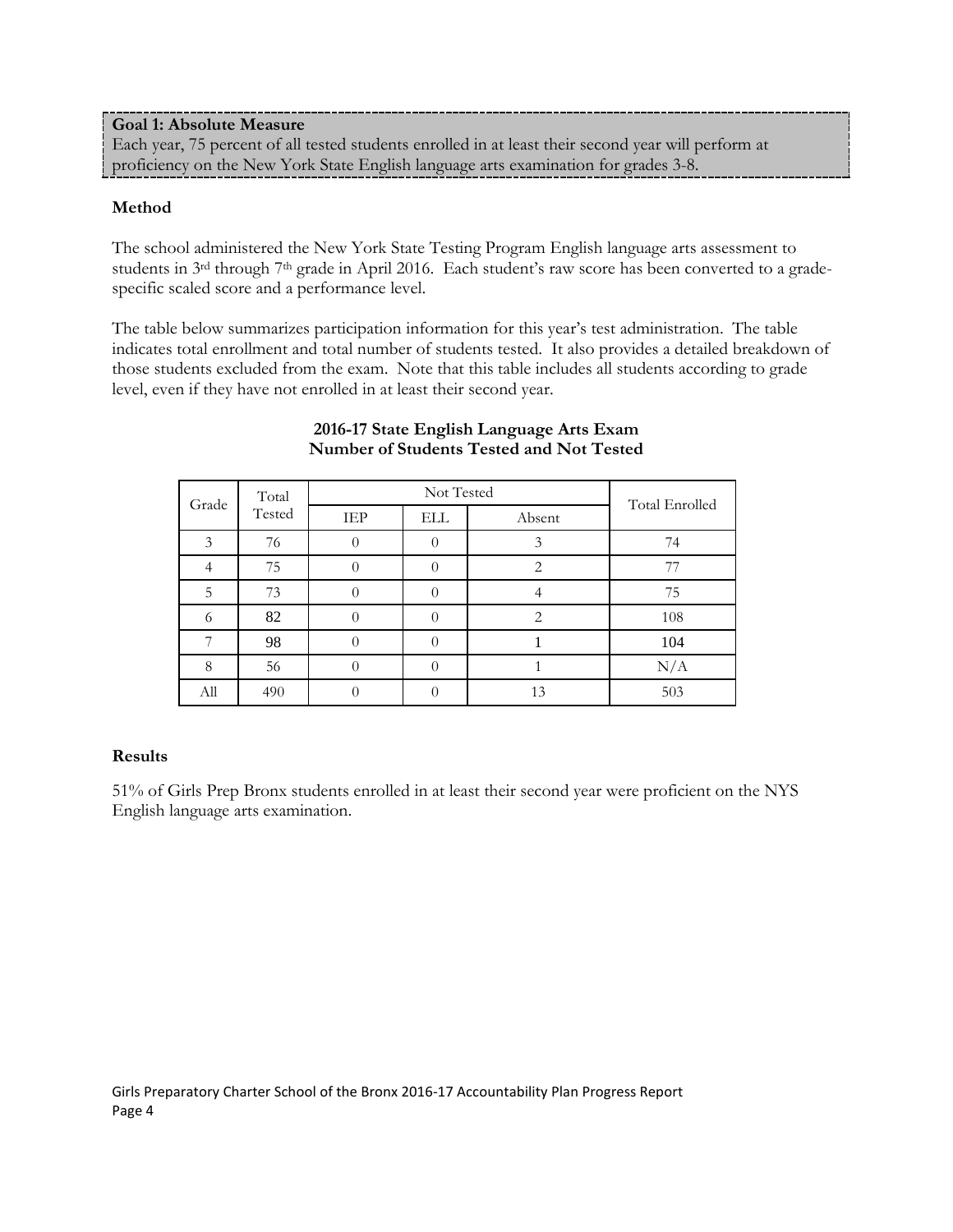**Goal 1: Absolute Measure**
Each year, 75 percent of all tested students enrolled in at least their second year will perform at proficiency on the New York State English language arts examination for grades 3-8.

**Method**

The school administered the New York State Testing Program English language arts assessment to students in 3rd through 7th grade in April 2016. Each student's raw score has been converted to a grade-specific scaled score and a performance level.

The table below summarizes participation information for this year's test administration. The table indicates total enrollment and total number of students tested. It also provides a detailed breakdown of those students excluded from the exam. Note that this table includes all students according to grade level, even if they have not enrolled in at least their second year.

**2016-17 State English Language Arts Exam**
**Number of Students Tested and Not Tested**

| Grade | Total Tested | Not Tested | | | Total Enrolled |
|---|---|---|---|---|---|
| | | IEP | ELL | Absent | |
| 3 | 76 | 0 | 0 | 3 | 74 |
| 4 | 75 | 0 | 0 | 2 | 77 |
| 5 | 73 | 0 | 0 | 4 | 75 |
| 6 | 82 | 0 | 0 | 2 | 108 |
| 7 | 98 | 0 | 0 | 1 | 104 |
| 8 | 56 | 0 | 0 | 1 | N/A |
| All | 490 | 0 | 0 | 13 | 503 |

**Results**

51% of Girls Prep Bronx students enrolled in at least their second year were proficient on the NYS English language arts examination.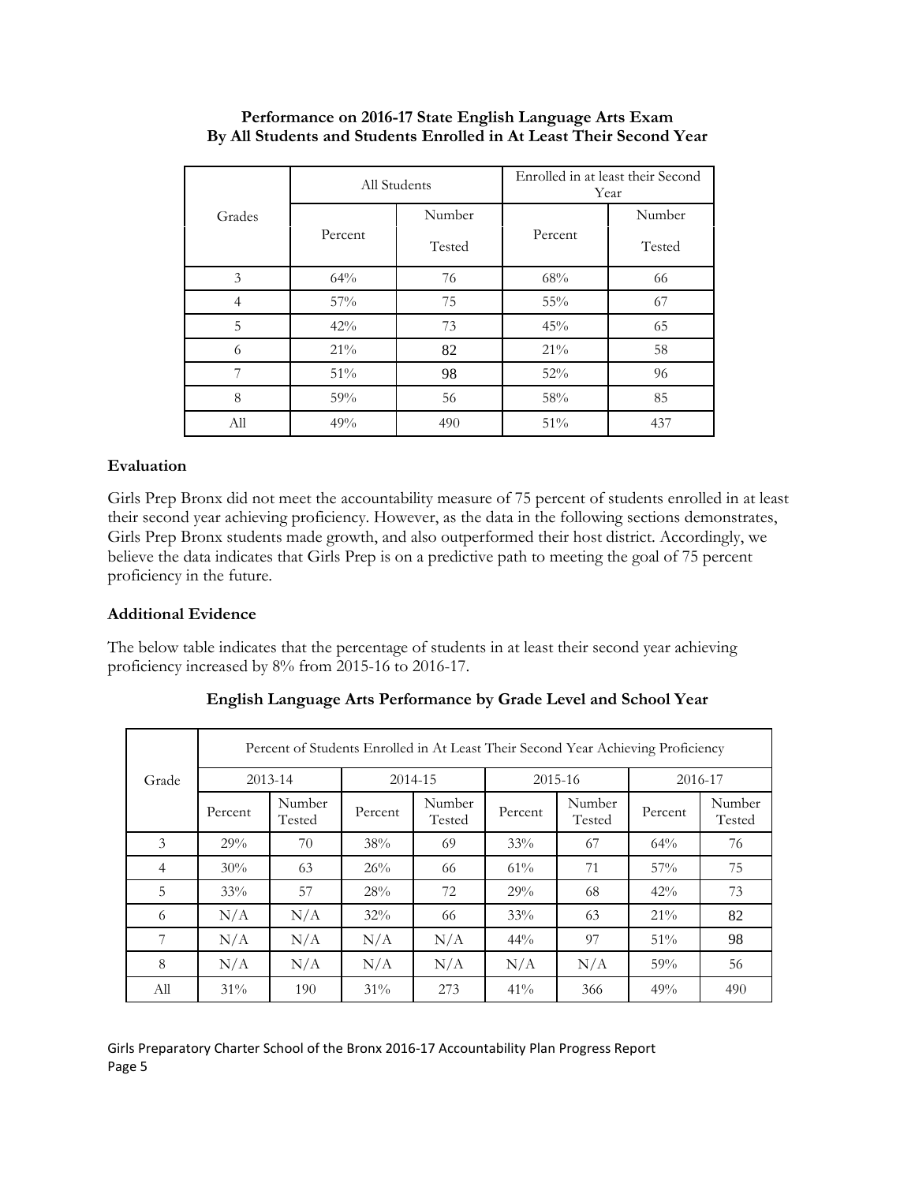**Performance on 2016-17 State English Language Arts Exam By All Students and Students Enrolled in At Least Their Second Year**

| Grades | All Students | | Enrolled in at least their Second Year | |
|---|---|---|---|---|
| | Percent | Number Tested | Percent | Number Tested |
| 3 | 64% | 76 | 68% | 66 |
| 4 | 57% | 75 | 55% | 67 |
| 5 | 42% | 73 | 45% | 65 |
| 6 | 21% | 82 | 21% | 58 |
| 7 | 51% | 98 | 52% | 96 |
| 8 | 59% | 56 | 58% | 85 |
| All | 49% | 490 | 51% | 437 |

### Evaluation

Girls Prep Bronx did not meet the accountability measure of 75 percent of students enrolled in at least their second year achieving proficiency. However, as the data in the following sections demonstrates, Girls Prep Bronx students made growth, and also outperformed their host district. Accordingly, we believe the data indicates that Girls Prep is on a predictive path to meeting the goal of 75 percent proficiency in the future.

### Additional Evidence

The below table indicates that the percentage of students in at least their second year achieving proficiency increased by 8% from 2015-16 to 2016-17.

**English Language Arts Performance by Grade Level and School Year**

| Grade | Percent of Students Enrolled in At Least Their Second Year Achieving Proficiency | | | | | | | |
|---|---|---|---|---|---|---|---|---|
| | 2013-14 | | 2014-15 | | 2015-16 | | 2016-17 | |
| | Percent | Number Tested | Percent | Number Tested | Percent | Number Tested | Percent | Number Tested |
| 3 | 29% | 70 | 38% | 69 | 33% | 67 | 64% | 76 |
| 4 | 30% | 63 | 26% | 66 | 61% | 71 | 57% | 75 |
| 5 | 33% | 57 | 28% | 72 | 29% | 68 | 42% | 73 |
| 6 | N/A | N/A | 32% | 66 | 33% | 63 | 21% | 82 |
| 7 | N/A | N/A | N/A | N/A | 44% | 97 | 51% | 98 |
| 8 | N/A | N/A | N/A | N/A | N/A | N/A | 59% | 56 |
| All | 31% | 190 | 31% | 273 | 41% | 366 | 49% | 490 |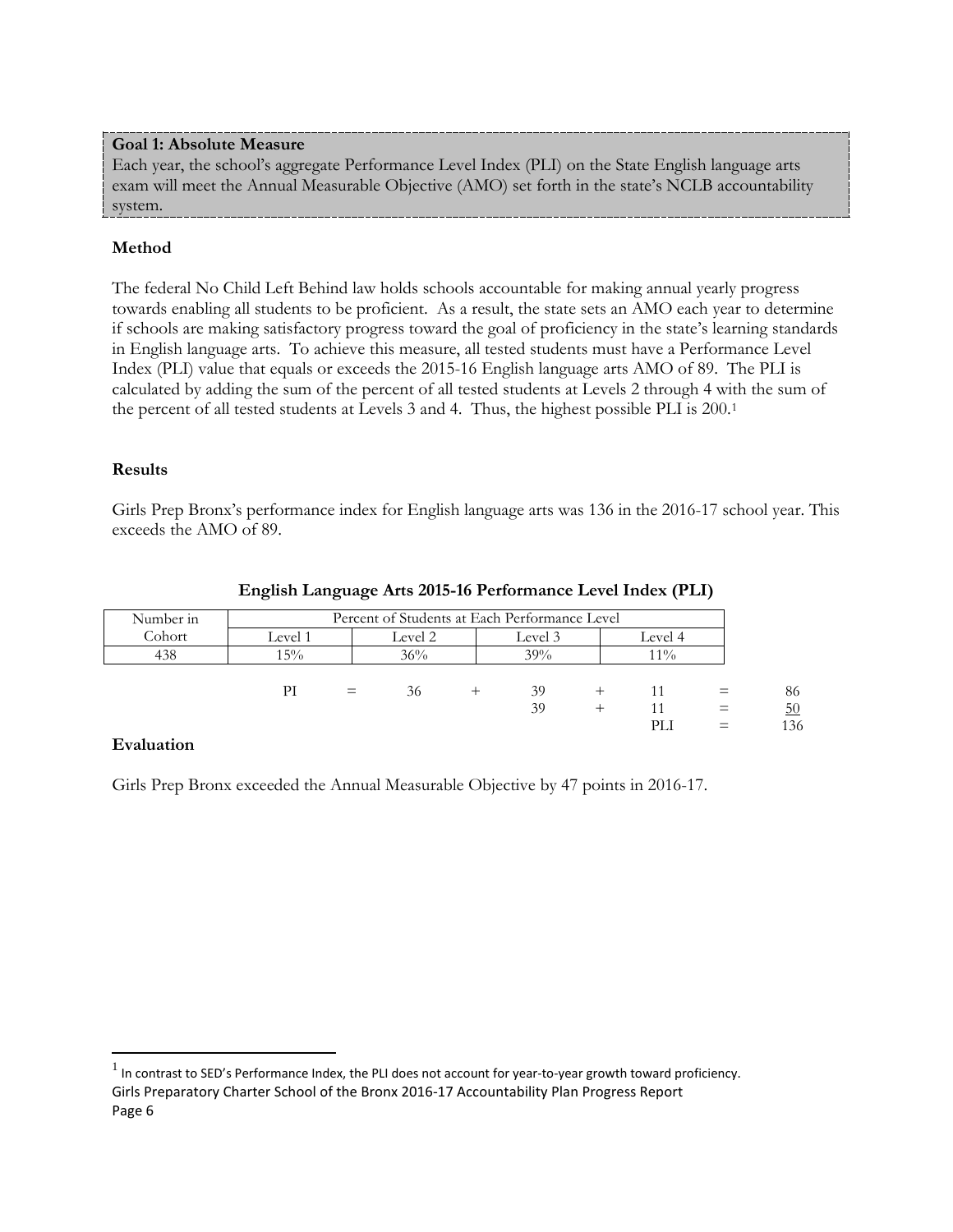**Goal 1: Absolute Measure**

Each year, the school's aggregate Performance Level Index (PLI) on the State English language arts exam will meet the Annual Measurable Objective (AMO) set forth in the state's NCLB accountability system.

**Method**

The federal No Child Left Behind law holds schools accountable for making annual yearly progress towards enabling all students to be proficient. As a result, the state sets an AMO each year to determine if schools are making satisfactory progress toward the goal of proficiency in the state's learning standards in English language arts. To achieve this measure, all tested students must have a Performance Level Index (PLI) value that equals or exceeds the 2015-16 English language arts AMO of 89. The PLI is calculated by adding the sum of the percent of all tested students at Levels 2 through 4 with the sum of the percent of all tested students at Levels 3 and 4. Thus, the highest possible PLI is 200.[1]

**Results**

Girls Prep Bronx's performance index for English language arts was 136 in the 2016-17 school year. This exceeds the AMO of 89.

**English Language Arts 2015-16 Performance Level Index (PLI)**

| Number in Cohort | Percent of Students at Each Performance Level | | | |
|---|---|---|---|---|
| | Level 1 | Level 2 | Level 3 | Level 4 |
| 438 | 15% | 36% | 39% | 11% |

| | | | | | | | | |
|---|---|---|---|---|---|---|---|---|
| PI | = | 36 | + | 39 | + | 11 | = | 86 |
| | | | | 39 | + | 11 | = | 50 |
| | | | | | | PLI | = | 136 |

**Evaluation**

Girls Prep Bronx exceeded the Annual Measurable Objective by 47 points in 2016-17.

[1] In contrast to SED's Performance Index, the PLI does not account for year-to-year growth toward proficiency.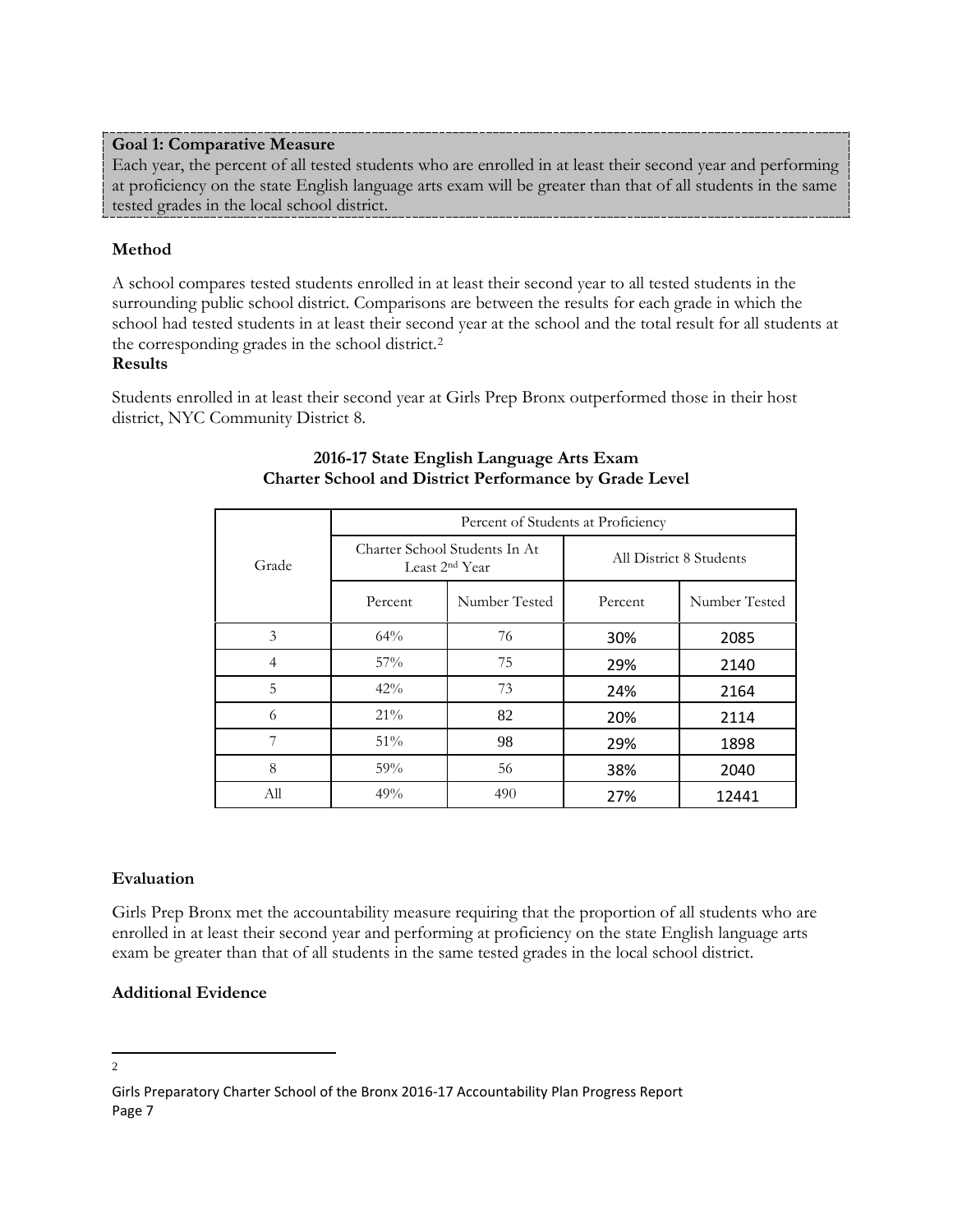**Goal 1: Comparative Measure**
Each year, the percent of all tested students who are enrolled in at least their second year and performing at proficiency on the state English language arts exam will be greater than that of all students in the same tested grades in the local school district.

**Method**

A school compares tested students enrolled in at least their second year to all tested students in the surrounding public school district. Comparisons are between the results for each grade in which the school had tested students in at least their second year at the school and the total result for all students at the corresponding grades in the school district.[2]

**Results**

Students enrolled in at least their second year at Girls Prep Bronx outperformed those in their host district, NYC Community District 8.

**2016-17 State English Language Arts Exam**
**Charter School and District Performance by Grade Level**

| Grade | Percent of Students at Proficiency | | | |
|---|---|---|---|---|
| | Charter School Students In At Least 2nd Year | | All District 8 Students | |
| | Percent | Number Tested | Percent | Number Tested |
| 3 | 64% | 76 | 30% | 2085 |
| 4 | 57% | 75 | 29% | 2140 |
| 5 | 42% | 73 | 24% | 2164 |
| 6 | 21% | 82 | 20% | 2114 |
| 7 | 51% | 98 | 29% | 1898 |
| 8 | 59% | 56 | 38% | 2040 |
| All | 49% | 490 | 27% | 12441 |

**Evaluation**

Girls Prep Bronx met the accountability measure requiring that the proportion of all students who are enrolled in at least their second year and performing at proficiency on the state English language arts exam be greater than that of all students in the same tested grades in the local school district.

**Additional Evidence**

2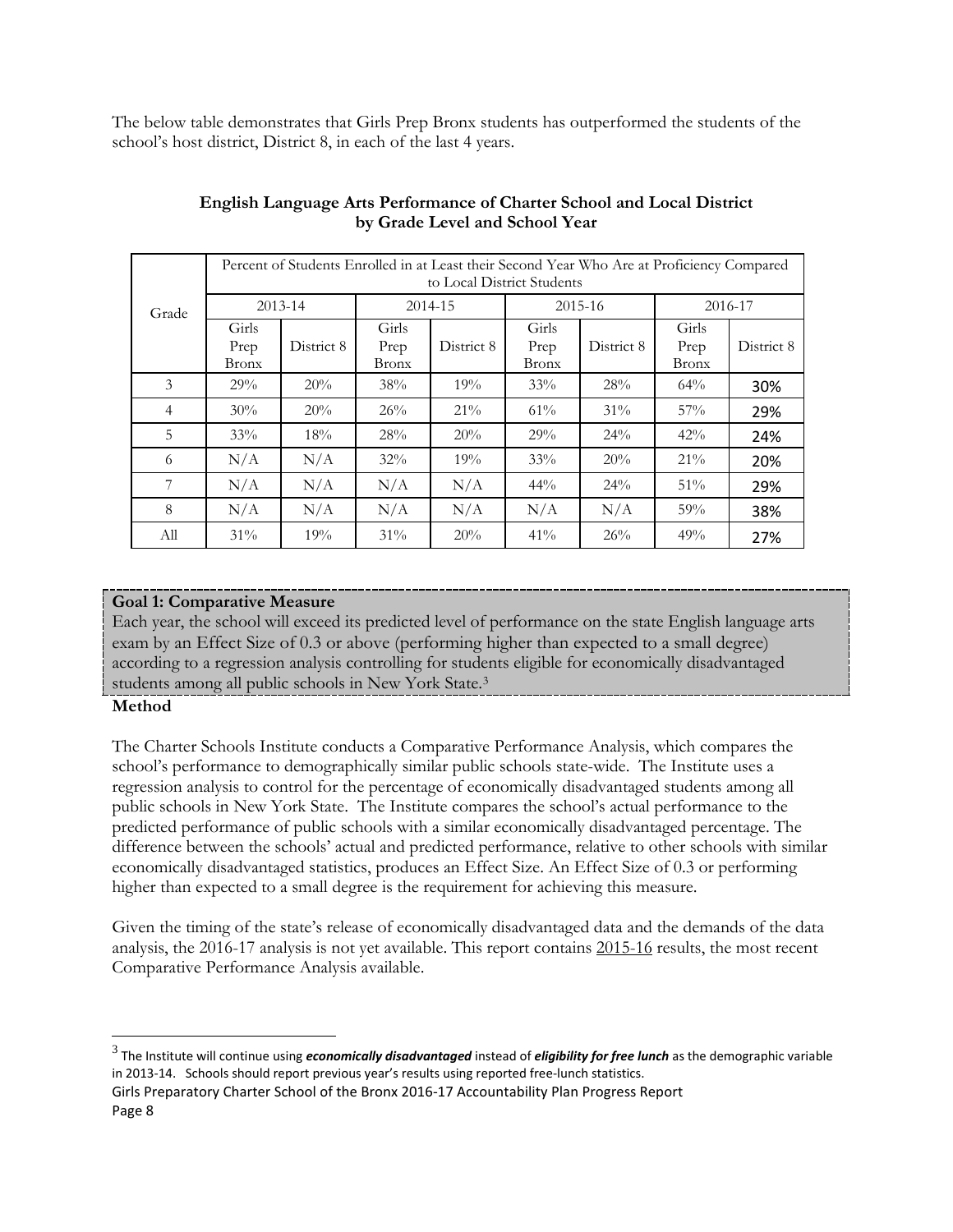The below table demonstrates that Girls Prep Bronx students has outperformed the students of the school's host district, District 8, in each of the last 4 years.

**English Language Arts Performance of Charter School and Local District by Grade Level and School Year**

| Grade | Percent of Students Enrolled in at Least their Second Year Who Are at Proficiency Compared to Local District Students | | | | | | | |
|---|---|---|---|---|---|---|---|---|
| | 2013-14 | | 2014-15 | | 2015-16 | | 2016-17 | |
| | Girls Prep Bronx | District 8 | Girls Prep Bronx | District 8 | Girls Prep Bronx | District 8 | Girls Prep Bronx | District 8 |
| 3 | 29% | 20% | 38% | 19% | 33% | 28% | 64% | 30% |
| 4 | 30% | 20% | 26% | 21% | 61% | 31% | 57% | 29% |
| 5 | 33% | 18% | 28% | 20% | 29% | 24% | 42% | 24% |
| 6 | N/A | N/A | 32% | 19% | 33% | 20% | 21% | 20% |
| 7 | N/A | N/A | N/A | N/A | 44% | 24% | 51% | 29% |
| 8 | N/A | N/A | N/A | N/A | N/A | N/A | 59% | 38% |
| All | 31% | 19% | 31% | 20% | 41% | 26% | 49% | 27% |

**Goal 1: Comparative Measure**

Each year, the school will exceed its predicted level of performance on the state English language arts exam by an Effect Size of 0.3 or above (performing higher than expected to a small degree) according to a regression analysis controlling for students eligible for economically disadvantaged students among all public schools in New York State.[3]

**Method**

The Charter Schools Institute conducts a Comparative Performance Analysis, which compares the school's performance to demographically similar public schools state-wide. The Institute uses a regression analysis to control for the percentage of economically disadvantaged students among all public schools in New York State. The Institute compares the school's actual performance to the predicted performance of public schools with a similar economically disadvantaged percentage. The difference between the schools' actual and predicted performance, relative to other schools with similar economically disadvantaged statistics, produces an Effect Size. An Effect Size of 0.3 or performing higher than expected to a small degree is the requirement for achieving this measure.

Given the timing of the state's release of economically disadvantaged data and the demands of the data analysis, the 2016-17 analysis is not yet available. This report contains 2015-16 results, the most recent Comparative Performance Analysis available.

---

[3] The Institute will continue using ***economically disadvantaged*** instead of ***eligibility for free lunch*** as the demographic variable in 2013-14. Schools should report previous year's results using reported free-lunch statistics.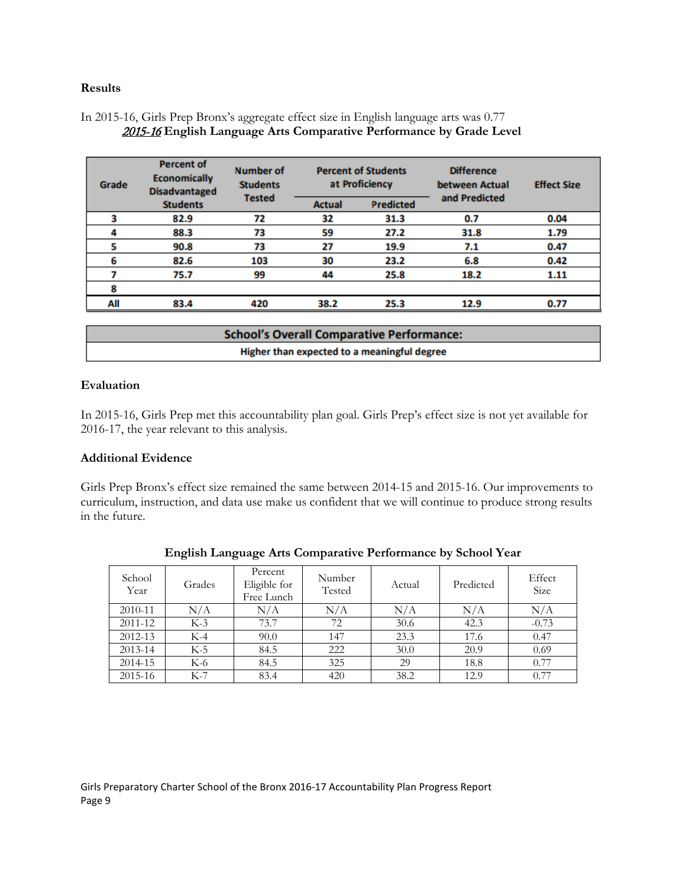**Results**

In 2015-16, Girls Prep Bronx's aggregate effect size in English language arts was 0.77

***2015-16*** **English Language Arts Comparative Performance by Grade Level**

| Grade | Percent of Economically Disadvantaged Students | Number of Students Tested | Percent of Students at Proficiency | | Difference between Actual and Predicted | Effect Size |
|---|---|---|---|---|---|---|
| | | | Actual | Predicted | | |
| 3 | 82.9 | 72 | 32 | 31.3 | 0.7 | 0.04 |
| 4 | 88.3 | 73 | 59 | 27.2 | 31.8 | 1.79 |
| 5 | 90.8 | 73 | 27 | 19.9 | 7.1 | 0.47 |
| 6 | 82.6 | 103 | 30 | 23.2 | 6.8 | 0.42 |
| 7 | 75.7 | 99 | 44 | 25.8 | 18.2 | 1.11 |
| 8 | | | | | | |
| All | 83.4 | 420 | 38.2 | 25.3 | 12.9 | 0.77 |

| School's Overall Comparative Performance: |
|---|
| Higher than expected to a meaningful degree |

**Evaluation**

In 2015-16, Girls Prep met this accountability plan goal. Girls Prep's effect size is not yet available for 2016-17, the year relevant to this analysis.

**Additional Evidence**

Girls Prep Bronx's effect size remained the same between 2014-15 and 2015-16. Our improvements to curriculum, instruction, and data use make us confident that we will continue to produce strong results in the future.

**English Language Arts Comparative Performance by School Year**

| School Year | Grades | Percent Eligible for Free Lunch | Number Tested | Actual | Predicted | Effect Size |
|---|---|---|---|---|---|---|
| 2010-11 | N/A | N/A | N/A | N/A | N/A | N/A |
| 2011-12 | K-3 | 73.7 | 72 | 30.6 | 42.3 | -0.73 |
| 2012-13 | K-4 | 90.0 | 147 | 23.3 | 17.6 | 0.47 |
| 2013-14 | K-5 | 84.5 | 222 | 30.0 | 20.9 | 0.69 |
| 2014-15 | K-6 | 84.5 | 325 | 29 | 18.8 | 0.77 |
| 2015-16 | K-7 | 83.4 | 420 | 38.2 | 12.9 | 0.77 |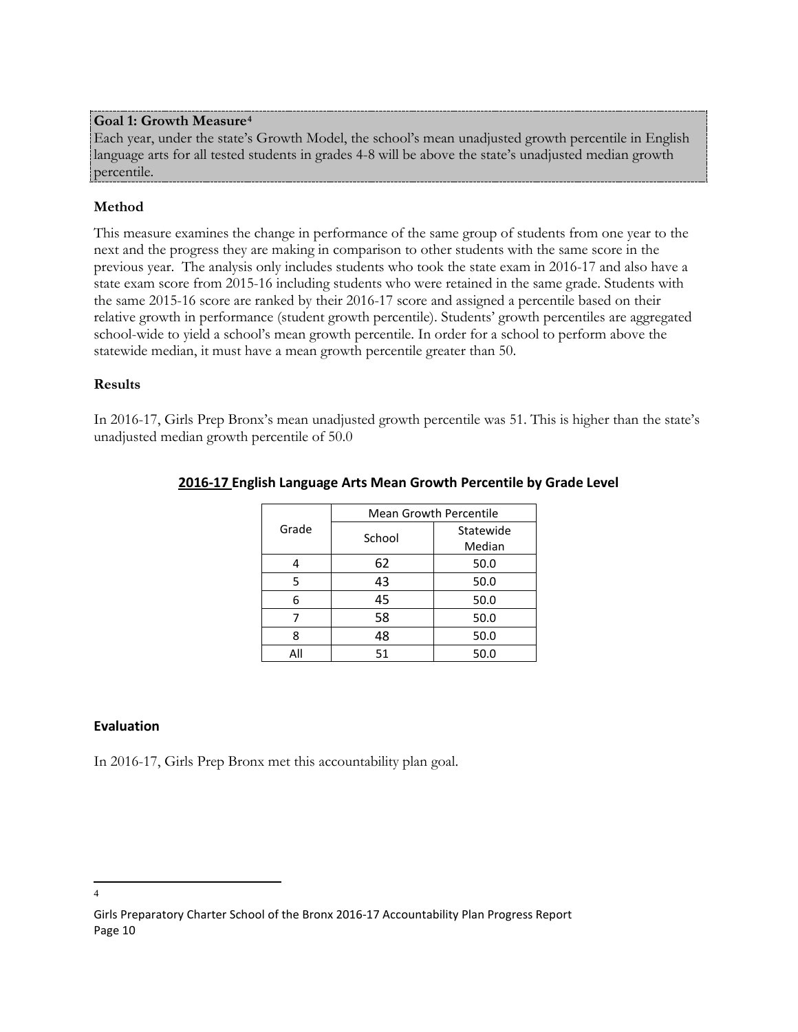**Goal 1: Growth Measure**[4]

Each year, under the state's Growth Model, the school's mean unadjusted growth percentile in English language arts for all tested students in grades 4-8 will be above the state's unadjusted median growth percentile.

### Method

This measure examines the change in performance of the same group of students from one year to the next and the progress they are making in comparison to other students with the same score in the previous year. The analysis only includes students who took the state exam in 2016-17 and also have a state exam score from 2015-16 including students who were retained in the same grade. Students with the same 2015-16 score are ranked by their 2016-17 score and assigned a percentile based on their relative growth in performance (student growth percentile). Students' growth percentiles are aggregated school-wide to yield a school's mean growth percentile. In order for a school to perform above the statewide median, it must have a mean growth percentile greater than 50.

### Results

In 2016-17, Girls Prep Bronx's mean unadjusted growth percentile was 51. This is higher than the state's unadjusted median growth percentile of 50.0

**2016-17 English Language Arts Mean Growth Percentile by Grade Level**

| Grade | Mean Growth Percentile | |
|---|---|---|
| | School | Statewide Median |
| 4 | 62 | 50.0 |
| 5 | 43 | 50.0 |
| 6 | 45 | 50.0 |
| 7 | 58 | 50.0 |
| 8 | 48 | 50.0 |
| All | 51 | 50.0 |

### Evaluation

In 2016-17, Girls Prep Bronx met this accountability plan goal.

---

4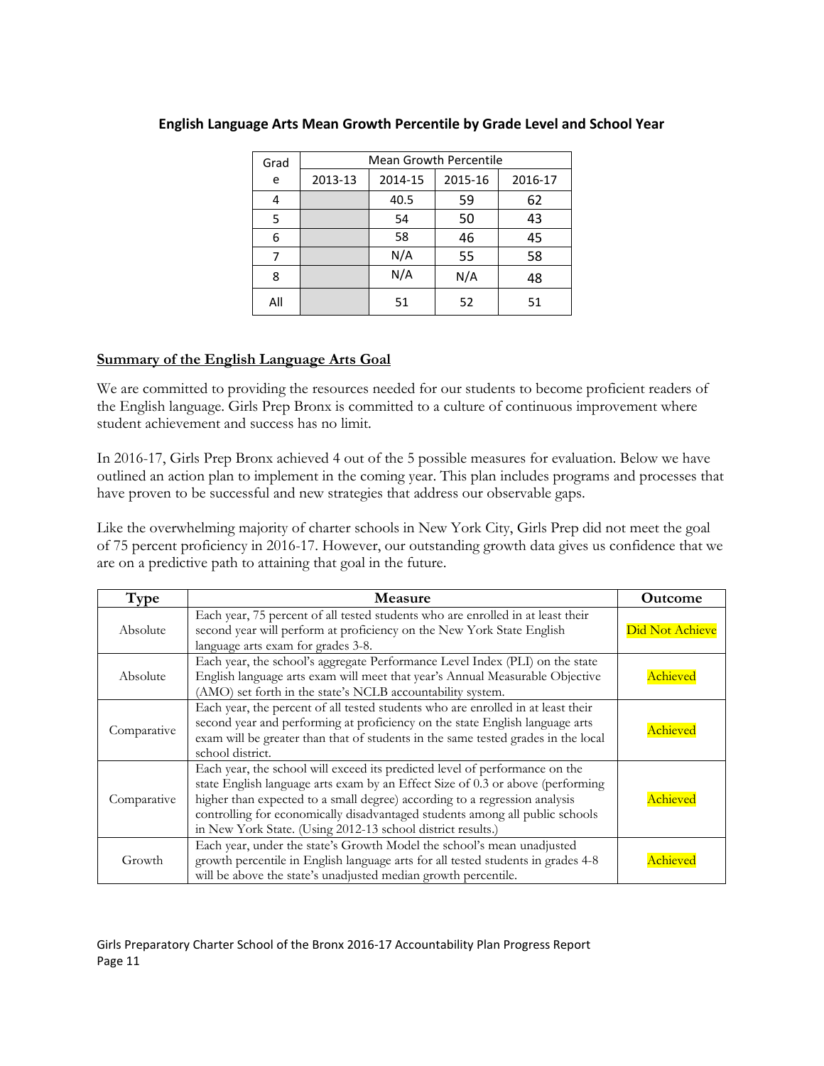**English Language Arts Mean Growth Percentile by Grade Level and School Year**

| Grade | Mean Growth Percentile | | | |
|---|---|---|---|---|
| | 2013-13 | 2014-15 | 2015-16 | 2016-17 |
| 4 | | 40.5 | 59 | 62 |
| 5 | | 54 | 50 | 43 |
| 6 | | 58 | 46 | 45 |
| 7 | | N/A | 55 | 58 |
| 8 | | N/A | N/A | 48 |
| All | | 51 | 52 | 51 |

**Summary of the English Language Arts Goal**

We are committed to providing the resources needed for our students to become proficient readers of the English language. Girls Prep Bronx is committed to a culture of continuous improvement where student achievement and success has no limit.

In 2016-17, Girls Prep Bronx achieved 4 out of the 5 possible measures for evaluation. Below we have outlined an action plan to implement in the coming year. This plan includes programs and processes that have proven to be successful and new strategies that address our observable gaps.

Like the overwhelming majority of charter schools in New York City, Girls Prep did not meet the goal of 75 percent proficiency in 2016-17. However, our outstanding growth data gives us confidence that we are on a predictive path to attaining that goal in the future.

| Type | Measure | Outcome |
|---|---|---|
| Absolute | Each year, 75 percent of all tested students who are enrolled in at least their second year will perform at proficiency on the New York State English language arts exam for grades 3-8. | Did Not Achieve |
| Absolute | Each year, the school's aggregate Performance Level Index (PLI) on the state English language arts exam will meet that year's Annual Measurable Objective (AMO) set forth in the state's NCLB accountability system. | Achieved |
| Comparative | Each year, the percent of all tested students who are enrolled in at least their second year and performing at proficiency on the state English language arts exam will be greater than that of students in the same tested grades in the local school district. | Achieved |
| Comparative | Each year, the school will exceed its predicted level of performance on the state English language arts exam by an Effect Size of 0.3 or above (performing higher than expected to a small degree) according to a regression analysis controlling for economically disadvantaged students among all public schools in New York State. (Using 2012-13 school district results.) | Achieved |
| Growth | Each year, under the state's Growth Model the school's mean unadjusted growth percentile in English language arts for all tested students in grades 4-8 will be above the state's unadjusted median growth percentile. | Achieved |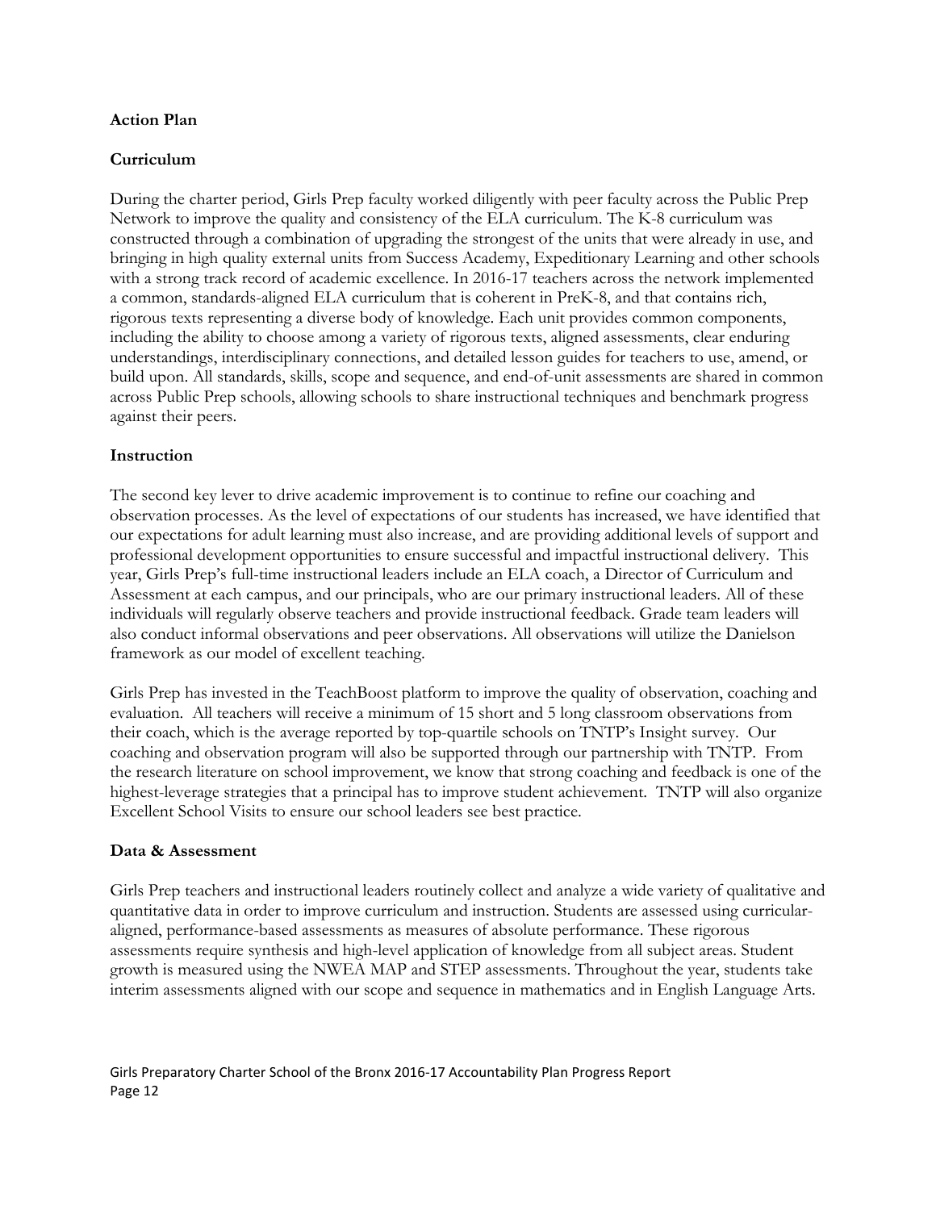**Action Plan**

**Curriculum**

During the charter period, Girls Prep faculty worked diligently with peer faculty across the Public Prep Network to improve the quality and consistency of the ELA curriculum. The K-8 curriculum was constructed through a combination of upgrading the strongest of the units that were already in use, and bringing in high quality external units from Success Academy, Expeditionary Learning and other schools with a strong track record of academic excellence. In 2016-17 teachers across the network implemented a common, standards-aligned ELA curriculum that is coherent in PreK-8, and that contains rich, rigorous texts representing a diverse body of knowledge. Each unit provides common components, including the ability to choose among a variety of rigorous texts, aligned assessments, clear enduring understandings, interdisciplinary connections, and detailed lesson guides for teachers to use, amend, or build upon. All standards, skills, scope and sequence, and end-of-unit assessments are shared in common across Public Prep schools, allowing schools to share instructional techniques and benchmark progress against their peers.

**Instruction**

The second key lever to drive academic improvement is to continue to refine our coaching and observation processes. As the level of expectations of our students has increased, we have identified that our expectations for adult learning must also increase, and are providing additional levels of support and professional development opportunities to ensure successful and impactful instructional delivery. This year, Girls Prep's full-time instructional leaders include an ELA coach, a Director of Curriculum and Assessment at each campus, and our principals, who are our primary instructional leaders. All of these individuals will regularly observe teachers and provide instructional feedback. Grade team leaders will also conduct informal observations and peer observations. All observations will utilize the Danielson framework as our model of excellent teaching.

Girls Prep has invested in the TeachBoost platform to improve the quality of observation, coaching and evaluation. All teachers will receive a minimum of 15 short and 5 long classroom observations from their coach, which is the average reported by top-quartile schools on TNTP's Insight survey. Our coaching and observation program will also be supported through our partnership with TNTP. From the research literature on school improvement, we know that strong coaching and feedback is one of the highest-leverage strategies that a principal has to improve student achievement. TNTP will also organize Excellent School Visits to ensure our school leaders see best practice.

**Data & Assessment**

Girls Prep teachers and instructional leaders routinely collect and analyze a wide variety of qualitative and quantitative data in order to improve curriculum and instruction. Students are assessed using curricular-aligned, performance-based assessments as measures of absolute performance. These rigorous assessments require synthesis and high-level application of knowledge from all subject areas. Student growth is measured using the NWEA MAP and STEP assessments. Throughout the year, students take interim assessments aligned with our scope and sequence in mathematics and in English Language Arts.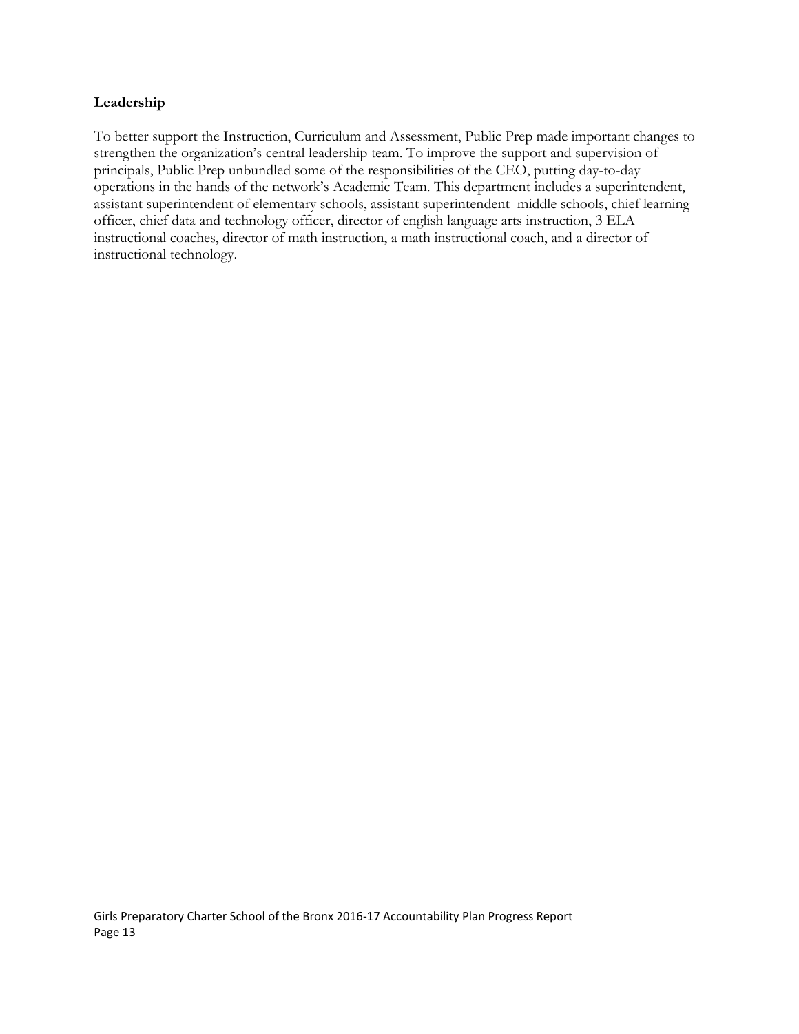**Leadership**

To better support the Instruction, Curriculum and Assessment, Public Prep made important changes to strengthen the organization's central leadership team. To improve the support and supervision of principals, Public Prep unbundled some of the responsibilities of the CEO, putting day-to-day operations in the hands of the network's Academic Team. This department includes a superintendent, assistant superintendent of elementary schools, assistant superintendent middle schools, chief learning officer, chief data and technology officer, director of english language arts instruction, 3 ELA instructional coaches, director of math instruction, a math instructional coach, and a director of instructional technology.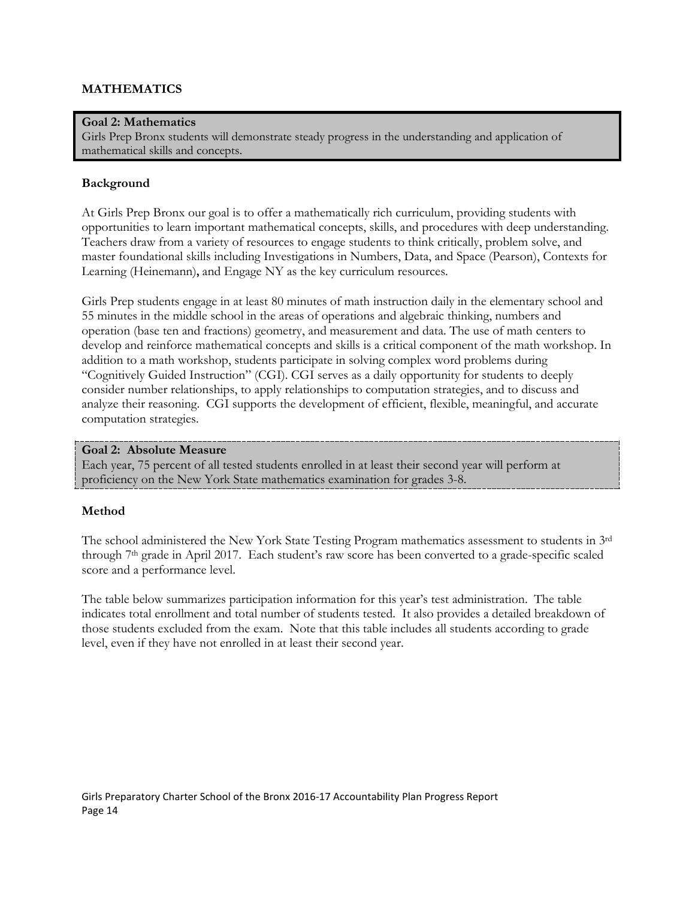## MATHEMATICS

**Goal 2: Mathematics**
Girls Prep Bronx students will demonstrate steady progress in the understanding and application of mathematical skills and concepts.

### Background

At Girls Prep Bronx our goal is to offer a mathematically rich curriculum, providing students with opportunities to learn important mathematical concepts, skills, and procedures with deep understanding. Teachers draw from a variety of resources to engage students to think critically, problem solve, and master foundational skills including Investigations in Numbers, Data, and Space (Pearson), Contexts for Learning (Heinemann), and Engage NY as the key curriculum resources.

Girls Prep students engage in at least 80 minutes of math instruction daily in the elementary school and 55 minutes in the middle school in the areas of operations and algebraic thinking, numbers and operation (base ten and fractions) geometry, and measurement and data. The use of math centers to develop and reinforce mathematical concepts and skills is a critical component of the math workshop. In addition to a math workshop, students participate in solving complex word problems during "Cognitively Guided Instruction" (CGI). CGI serves as a daily opportunity for students to deeply consider number relationships, to apply relationships to computation strategies, and to discuss and analyze their reasoning. CGI supports the development of efficient, flexible, meaningful, and accurate computation strategies.

**Goal 2: Absolute Measure**
Each year, 75 percent of all tested students enrolled in at least their second year will perform at proficiency on the New York State mathematics examination for grades 3-8.

### Method

The school administered the New York State Testing Program mathematics assessment to students in 3rd through 7th grade in April 2017. Each student's raw score has been converted to a grade-specific scaled score and a performance level.

The table below summarizes participation information for this year's test administration. The table indicates total enrollment and total number of students tested. It also provides a detailed breakdown of those students excluded from the exam. Note that this table includes all students according to grade level, even if they have not enrolled in at least their second year.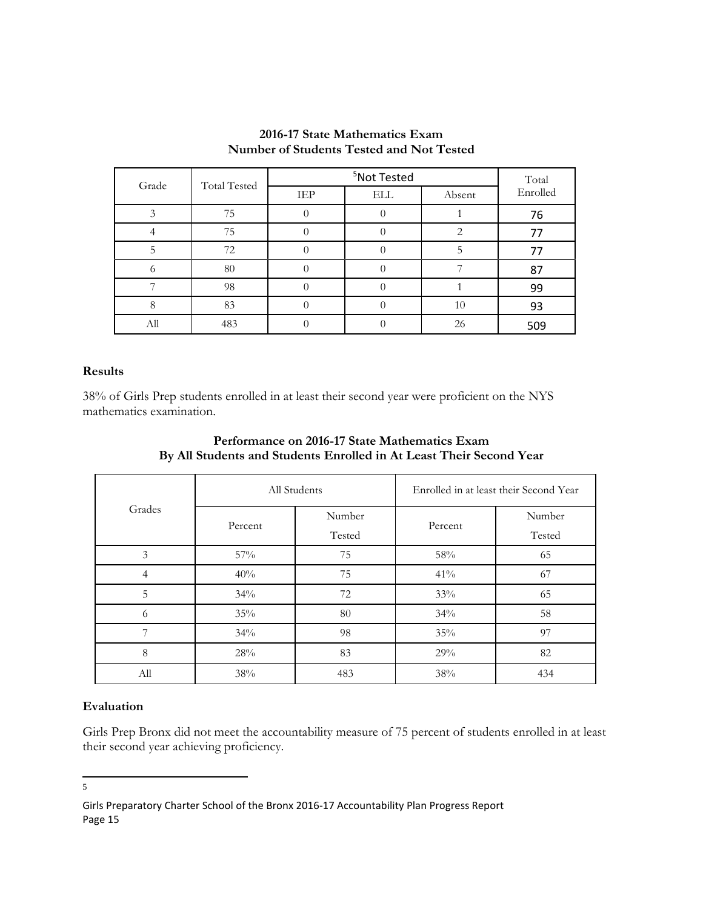**2016-17 State Mathematics Exam**
**Number of Students Tested and Not Tested**

| Grade | Total Tested | Not Tested[5] | | | Total Enrolled |
|---|---|---|---|---|---|
| | | IEP | ELL | Absent | |
| 3 | 75 | 0 | 0 | 1 | 76 |
| 4 | 75 | 0 | 0 | 2 | 77 |
| 5 | 72 | 0 | 0 | 5 | 77 |
| 6 | 80 | 0 | 0 | 7 | 87 |
| 7 | 98 | 0 | 0 | 1 | 99 |
| 8 | 83 | 0 | 0 | 10 | 93 |
| All | 483 | 0 | 0 | 26 | 509 |

### Results

38% of Girls Prep students enrolled in at least their second year were proficient on the NYS mathematics examination.

**Performance on 2016-17 State Mathematics Exam**
**By All Students and Students Enrolled in At Least Their Second Year**

| Grades | All Students | | Enrolled in at least their Second Year | |
|---|---|---|---|---|
| | Percent | Number Tested | Percent | Number Tested |
| 3 | 57% | 75 | 58% | 65 |
| 4 | 40% | 75 | 41% | 67 |
| 5 | 34% | 72 | 33% | 65 |
| 6 | 35% | 80 | 34% | 58 |
| 7 | 34% | 98 | 35% | 97 |
| 8 | 28% | 83 | 29% | 82 |
| All | 38% | 483 | 38% | 434 |

### Evaluation

Girls Prep Bronx did not meet the accountability measure of 75 percent of students enrolled in at least their second year achieving proficiency.

---

5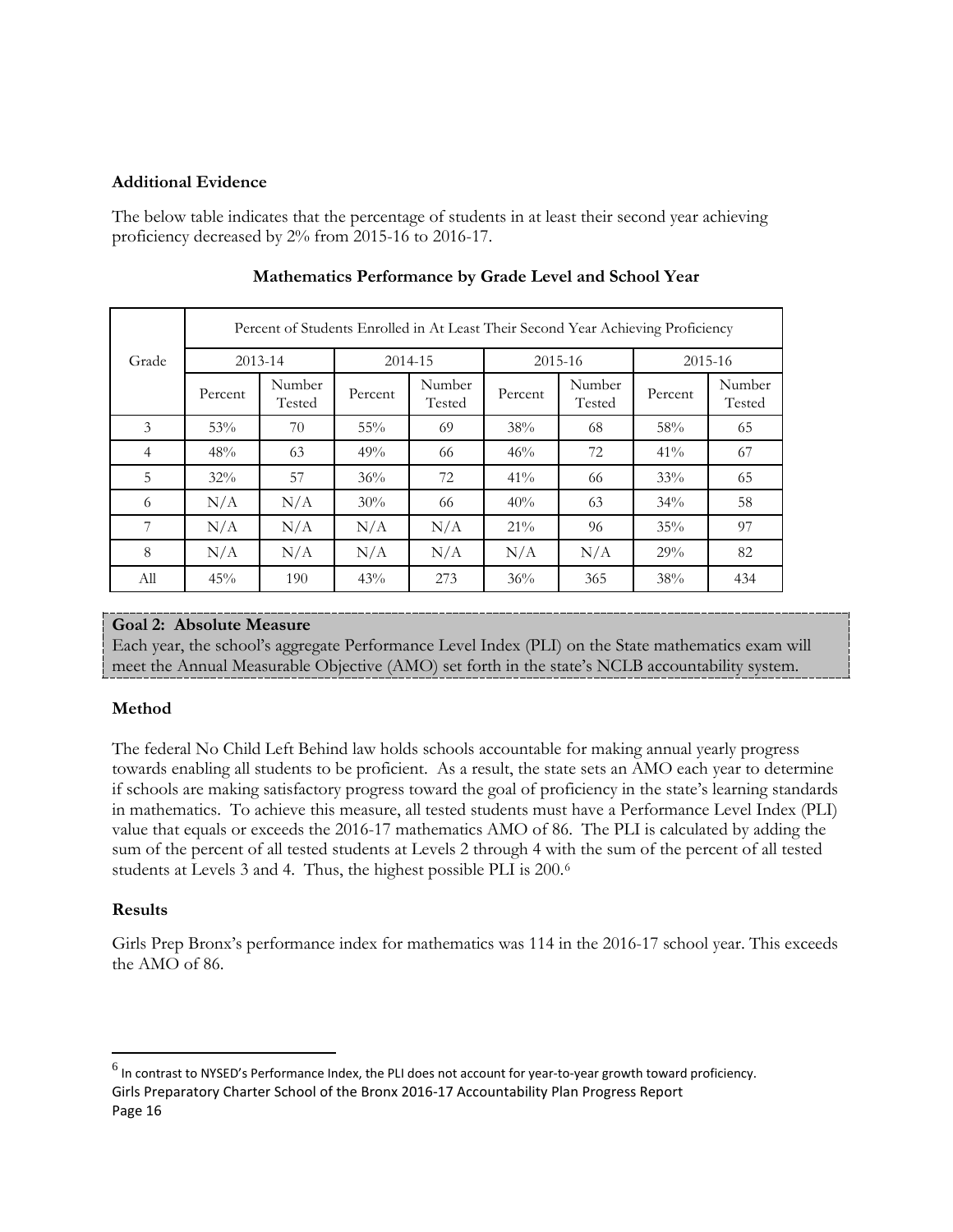**Additional Evidence**

The below table indicates that the percentage of students in at least their second year achieving proficiency decreased by 2% from 2015-16 to 2016-17.

**Mathematics Performance by Grade Level and School Year**

| Grade | Percent of Students Enrolled in At Least Their Second Year Achieving Proficiency | | | | | | | |
|---|---|---|---|---|---|---|---|---|
| | 2013-14 | | 2014-15 | | 2015-16 | | 2015-16 | |
| | Percent | Number Tested | Percent | Number Tested | Percent | Number Tested | Percent | Number Tested |
| 3 | 53% | 70 | 55% | 69 | 38% | 68 | 58% | 65 |
| 4 | 48% | 63 | 49% | 66 | 46% | 72 | 41% | 67 |
| 5 | 32% | 57 | 36% | 72 | 41% | 66 | 33% | 65 |
| 6 | N/A | N/A | 30% | 66 | 40% | 63 | 34% | 58 |
| 7 | N/A | N/A | N/A | N/A | 21% | 96 | 35% | 97 |
| 8 | N/A | N/A | N/A | N/A | N/A | N/A | 29% | 82 |
| All | 45% | 190 | 43% | 273 | 36% | 365 | 38% | 434 |

**Goal 2: Absolute Measure**
Each year, the school's aggregate Performance Level Index (PLI) on the State mathematics exam will meet the Annual Measurable Objective (AMO) set forth in the state's NCLB accountability system.

**Method**

The federal No Child Left Behind law holds schools accountable for making annual yearly progress towards enabling all students to be proficient. As a result, the state sets an AMO each year to determine if schools are making satisfactory progress toward the goal of proficiency in the state's learning standards in mathematics. To achieve this measure, all tested students must have a Performance Level Index (PLI) value that equals or exceeds the 2016-17 mathematics AMO of 86. The PLI is calculated by adding the sum of the percent of all tested students at Levels 2 through 4 with the sum of the percent of all tested students at Levels 3 and 4. Thus, the highest possible PLI is 200.[6]

**Results**

Girls Prep Bronx's performance index for mathematics was 114 in the 2016-17 school year. This exceeds the AMO of 86.

[6] In contrast to NYSED's Performance Index, the PLI does not account for year-to-year growth toward proficiency.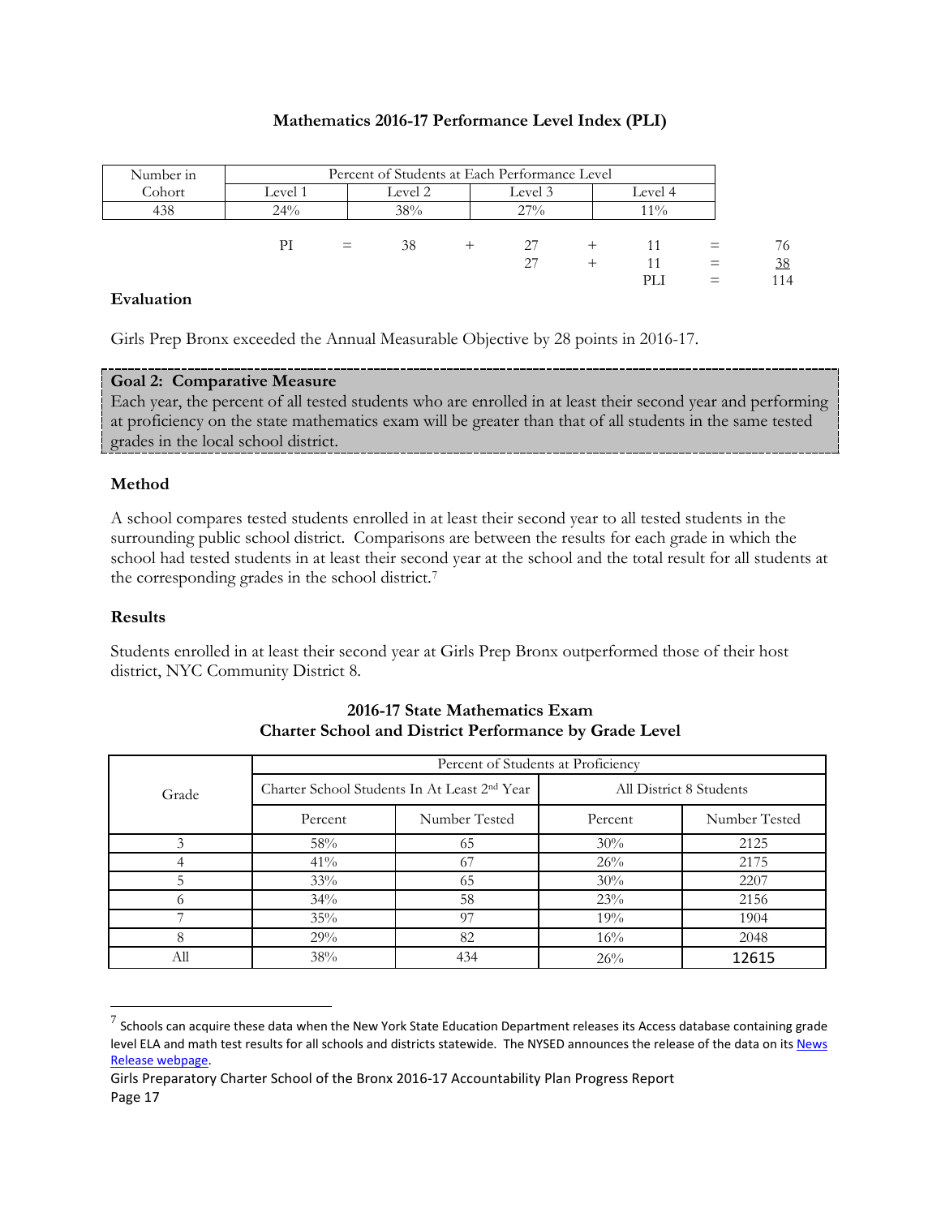**Mathematics 2016-17 Performance Level Index (PLI)**

| Number in Cohort | Percent of Students at Each Performance Level | | | |
|---|---|---|---|---|
| | Level 1 | Level 2 | Level 3 | Level 4 |
| 438 | 24% | 38% | 27% | 11% |

| | | | | | | | | |
|---|---|---|---|---|---|---|---|---|
| PI | = | 38 | + | 27 | + | 11 | = | 76 |
| | | | | 27 | + | 11 | = | 38 |
| | | | | | | PLI | = | 114 |

**Evaluation**

Girls Prep Bronx exceeded the Annual Measurable Objective by 28 points in 2016-17.

**Goal 2: Comparative Measure**

Each year, the percent of all tested students who are enrolled in at least their second year and performing at proficiency on the state mathematics exam will be greater than that of all students in the same tested grades in the local school district.

**Method**

A school compares tested students enrolled in at least their second year to all tested students in the surrounding public school district. Comparisons are between the results for each grade in which the school had tested students in at least their second year at the school and the total result for all students at the corresponding grades in the school district.[7]

**Results**

Students enrolled in at least their second year at Girls Prep Bronx outperformed those of their host district, NYC Community District 8.

**2016-17 State Mathematics Exam**
**Charter School and District Performance by Grade Level**

| Grade | Percent of Students at Proficiency | | | |
|---|---|---|---|---|
| | Charter School Students In At Least 2nd Year | | All District 8 Students | |
| | Percent | Number Tested | Percent | Number Tested |
| 3 | 58% | 65 | 30% | 2125 |
| 4 | 41% | 67 | 26% | 2175 |
| 5 | 33% | 65 | 30% | 2207 |
| 6 | 34% | 58 | 23% | 2156 |
| 7 | 35% | 97 | 19% | 1904 |
| 8 | 29% | 82 | 16% | 2048 |
| All | 38% | 434 | 26% | 12615 |

[7] Schools can acquire these data when the New York State Education Department releases its Access database containing grade level ELA and math test results for all schools and districts statewide. The NYSED announces the release of the data on its News Release webpage.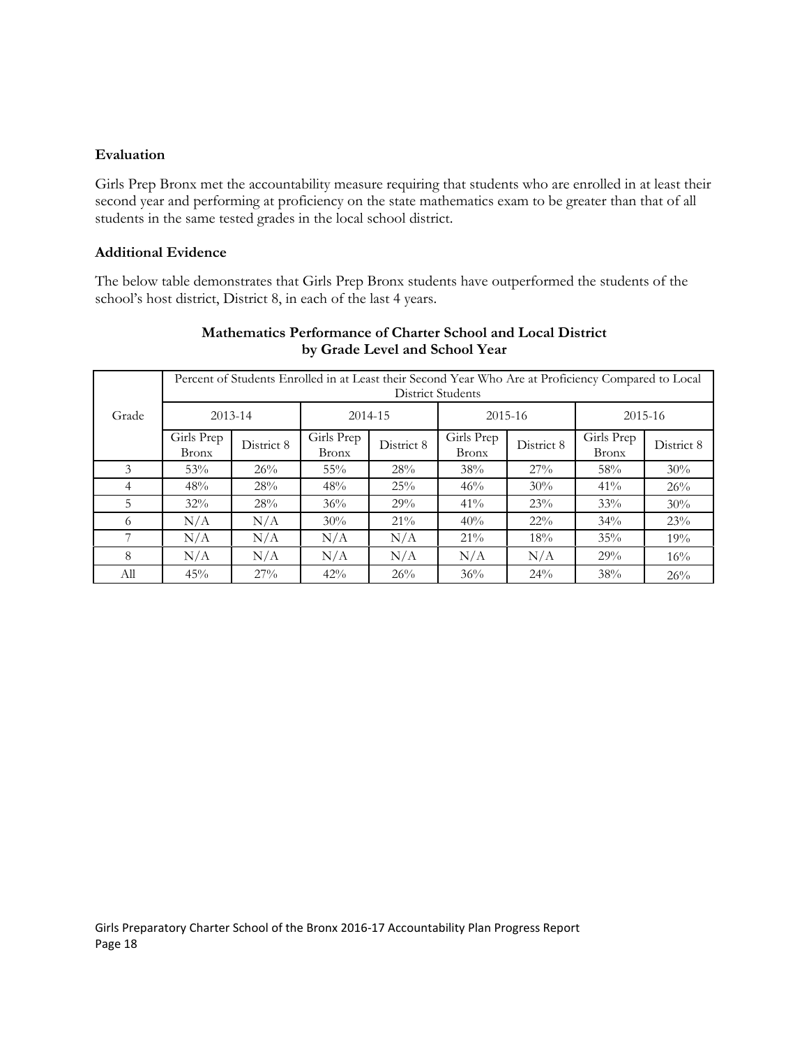**Evaluation**

Girls Prep Bronx met the accountability measure requiring that students who are enrolled in at least their second year and performing at proficiency on the state mathematics exam to be greater than that of all students in the same tested grades in the local school district.

**Additional Evidence**

The below table demonstrates that Girls Prep Bronx students have outperformed the students of the school's host district, District 8, in each of the last 4 years.

**Mathematics Performance of Charter School and Local District by Grade Level and School Year**

| Grade | Percent of Students Enrolled in at Least their Second Year Who Are at Proficiency Compared to Local District Students | | | | | | | |
|---|---|---|---|---|---|---|---|---|
| | 2013-14 | | 2014-15 | | 2015-16 | | 2015-16 | |
| | Girls Prep Bronx | District 8 | Girls Prep Bronx | District 8 | Girls Prep Bronx | District 8 | Girls Prep Bronx | District 8 |
| 3 | 53% | 26% | 55% | 28% | 38% | 27% | 58% | 30% |
| 4 | 48% | 28% | 48% | 25% | 46% | 30% | 41% | 26% |
| 5 | 32% | 28% | 36% | 29% | 41% | 23% | 33% | 30% |
| 6 | N/A | N/A | 30% | 21% | 40% | 22% | 34% | 23% |
| 7 | N/A | N/A | N/A | N/A | 21% | 18% | 35% | 19% |
| 8 | N/A | N/A | N/A | N/A | N/A | N/A | 29% | 16% |
| All | 45% | 27% | 42% | 26% | 36% | 24% | 38% | 26% |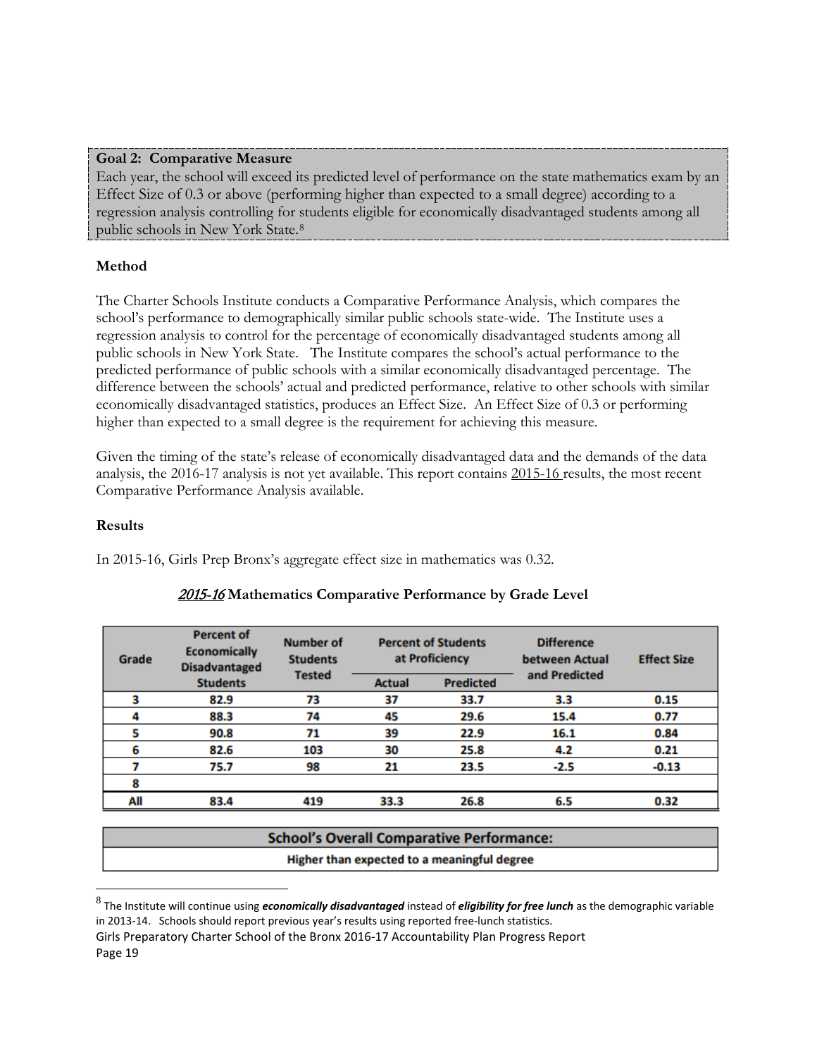**Goal 2: Comparative Measure**

Each year, the school will exceed its predicted level of performance on the state mathematics exam by an Effect Size of 0.3 or above (performing higher than expected to a small degree) according to a regression analysis controlling for students eligible for economically disadvantaged students among all public schools in New York State.[8]

**Method**

The Charter Schools Institute conducts a Comparative Performance Analysis, which compares the school's performance to demographically similar public schools state-wide. The Institute uses a regression analysis to control for the percentage of economically disadvantaged students among all public schools in New York State. The Institute compares the school's actual performance to the predicted performance of public schools with a similar economically disadvantaged percentage. The difference between the schools' actual and predicted performance, relative to other schools with similar economically disadvantaged statistics, produces an Effect Size. An Effect Size of 0.3 or performing higher than expected to a small degree is the requirement for achieving this measure.

Given the timing of the state's release of economically disadvantaged data and the demands of the data analysis, the 2016-17 analysis is not yet available. This report contains 2015-16 results, the most recent Comparative Performance Analysis available.

**Results**

In 2015-16, Girls Prep Bronx's aggregate effect size in mathematics was 0.32.

***2015-16* Mathematics Comparative Performance by Grade Level**

| Grade | Percent of Economically Disadvantaged Students | Number of Students Tested | Percent of Students at Proficiency | | Difference between Actual and Predicted | Effect Size |
|---|---|---|---|---|---|---|
| | | | Actual | Predicted | | |
| 3 | 82.9 | 73 | 37 | 33.7 | 3.3 | 0.15 |
| 4 | 88.3 | 74 | 45 | 29.6 | 15.4 | 0.77 |
| 5 | 90.8 | 71 | 39 | 22.9 | 16.1 | 0.84 |
| 6 | 82.6 | 103 | 30 | 25.8 | 4.2 | 0.21 |
| 7 | 75.7 | 98 | 21 | 23.5 | -2.5 | -0.13 |
| 8 | | | | | | |
| All | 83.4 | 419 | 33.3 | 26.8 | 6.5 | 0.32 |

| School's Overall Comparative Performance: |
|---|
| Higher than expected to a meaningful degree |

[8] The Institute will continue using ***economically disadvantaged*** instead of ***eligibility for free lunch*** as the demographic variable in 2013-14. Schools should report previous year's results using reported free-lunch statistics.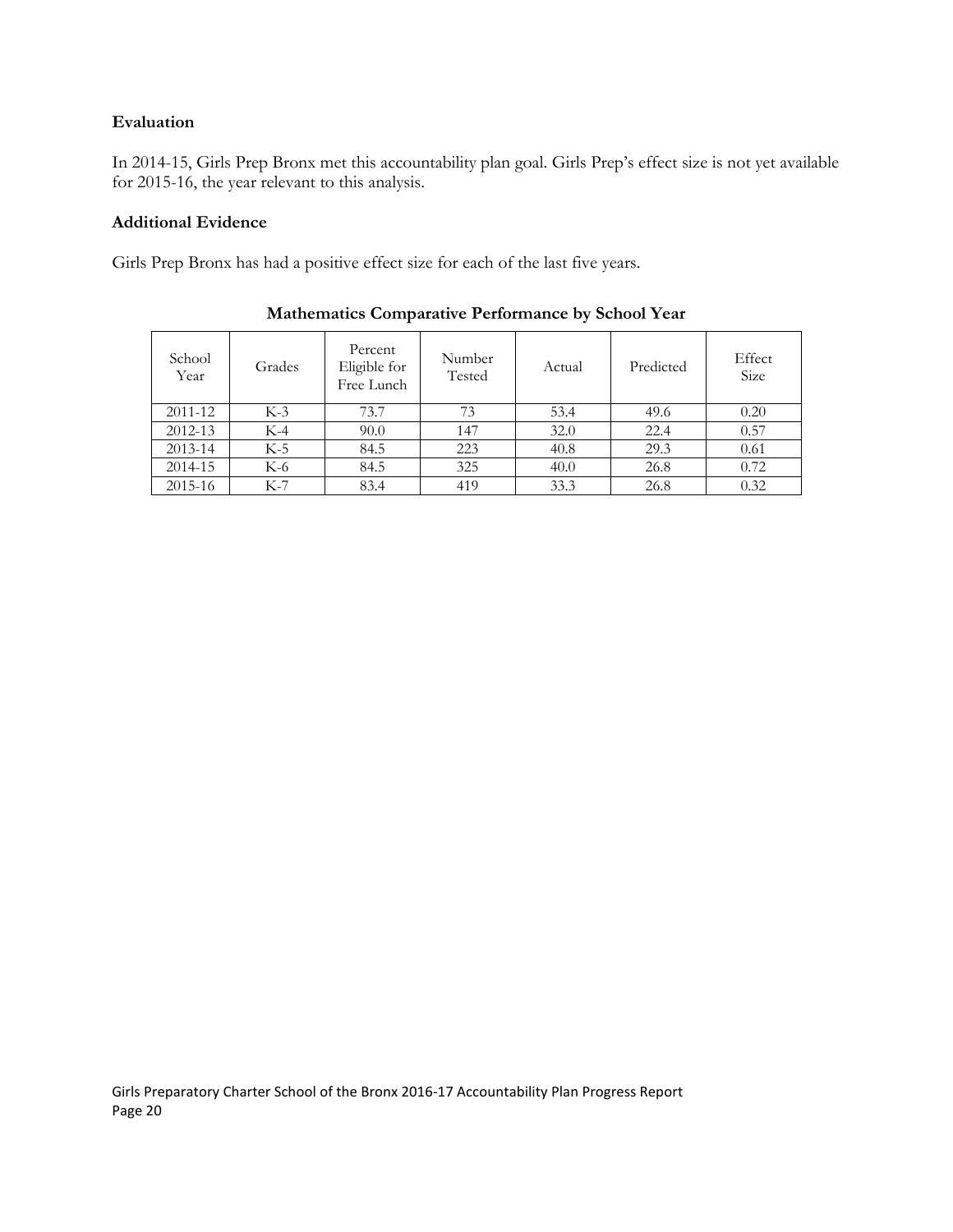**Evaluation**

In 2014-15, Girls Prep Bronx met this accountability plan goal. Girls Prep's effect size is not yet available for 2015-16, the year relevant to this analysis.

**Additional Evidence**

Girls Prep Bronx has had a positive effect size for each of the last five years.

**Mathematics Comparative Performance by School Year**

| School Year | Grades | Percent Eligible for Free Lunch | Number Tested | Actual | Predicted | Effect Size |
|---|---|---|---|---|---|---|
| 2011-12 | K-3 | 73.7 | 73 | 53.4 | 49.6 | 0.20 |
| 2012-13 | K-4 | 90.0 | 147 | 32.0 | 22.4 | 0.57 |
| 2013-14 | K-5 | 84.5 | 223 | 40.8 | 29.3 | 0.61 |
| 2014-15 | K-6 | 84.5 | 325 | 40.0 | 26.8 | 0.72 |
| 2015-16 | K-7 | 83.4 | 419 | 33.3 | 26.8 | 0.32 |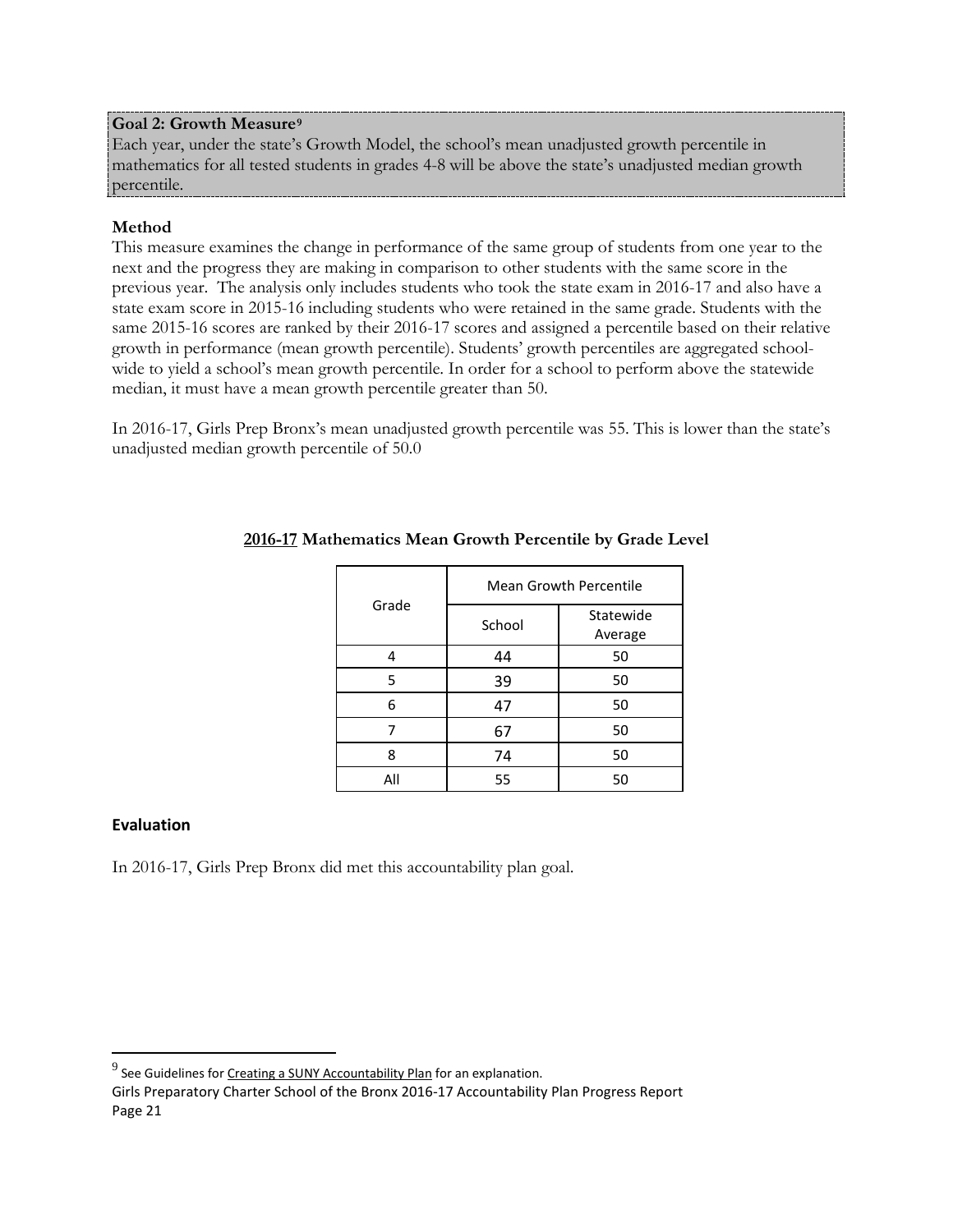**Goal 2: Growth Measure**[9]
Each year, under the state's Growth Model, the school's mean unadjusted growth percentile in mathematics for all tested students in grades 4-8 will be above the state's unadjusted median growth percentile.

**Method**

This measure examines the change in performance of the same group of students from one year to the next and the progress they are making in comparison to other students with the same score in the previous year. The analysis only includes students who took the state exam in 2016-17 and also have a state exam score in 2015-16 including students who were retained in the same grade. Students with the same 2015-16 scores are ranked by their 2016-17 scores and assigned a percentile based on their relative growth in performance (mean growth percentile). Students' growth percentiles are aggregated school-wide to yield a school's mean growth percentile. In order for a school to perform above the statewide median, it must have a mean growth percentile greater than 50.

In 2016-17, Girls Prep Bronx's mean unadjusted growth percentile was 55. This is lower than the state's unadjusted median growth percentile of 50.0

**2016-17 Mathematics Mean Growth Percentile by Grade Level**

| Grade | Mean Growth Percentile | |
|---|---|---|
| | School | Statewide Average |
| 4 | 44 | 50 |
| 5 | 39 | 50 |
| 6 | 47 | 50 |
| 7 | 67 | 50 |
| 8 | 74 | 50 |
| All | 55 | 50 |

### Evaluation

In 2016-17, Girls Prep Bronx did met this accountability plan goal.

[9] See Guidelines for Creating a SUNY Accountability Plan for an explanation.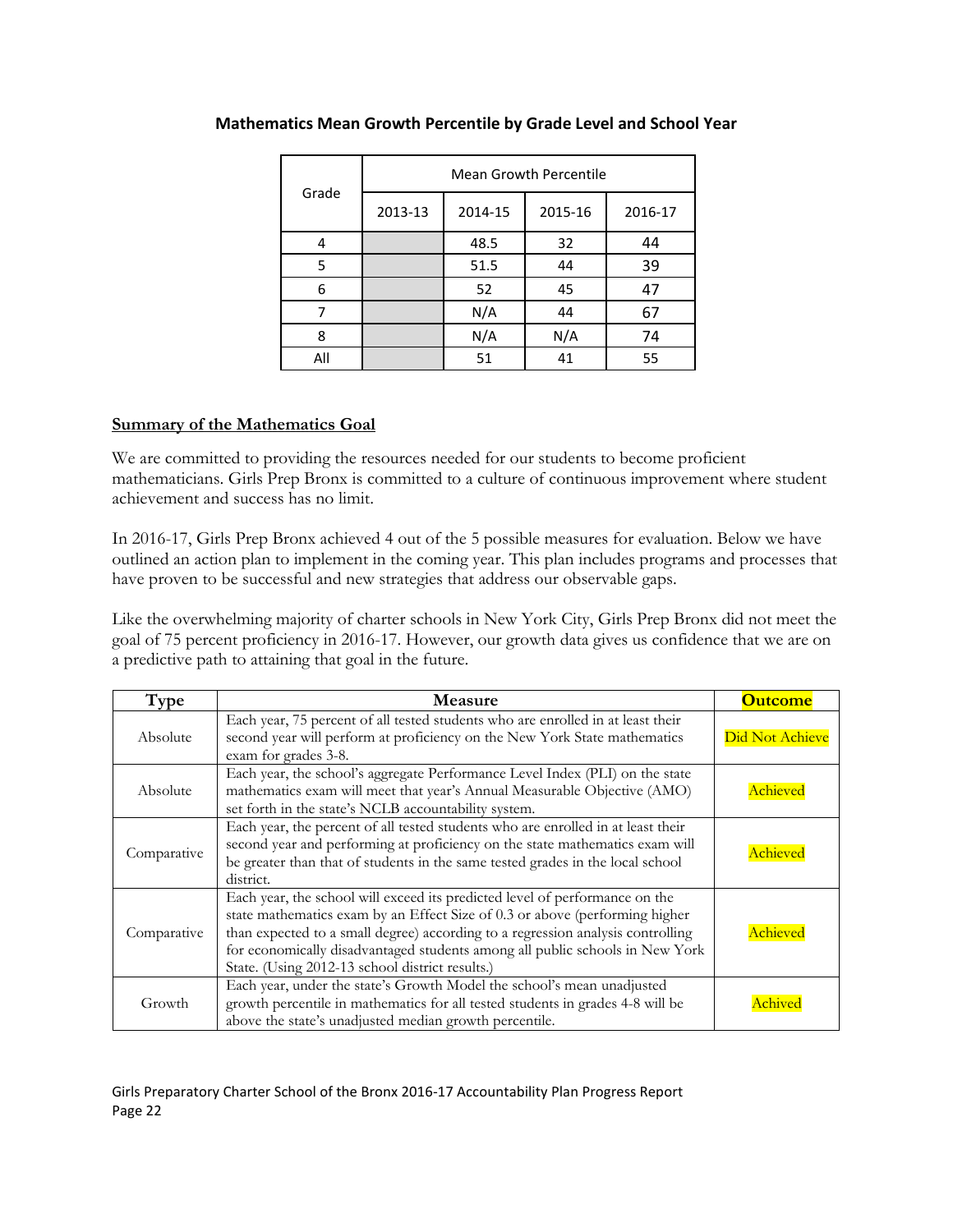**Mathematics Mean Growth Percentile by Grade Level and School Year**

| Grade | Mean Growth Percentile | | | |
|---|---|---|---|---|
| | 2013-13 | 2014-15 | 2015-16 | 2016-17 |
| 4 | | 48.5 | 32 | 44 |
| 5 | | 51.5 | 44 | 39 |
| 6 | | 52 | 45 | 47 |
| 7 | | N/A | 44 | 67 |
| 8 | | N/A | N/A | 74 |
| All | | 51 | 41 | 55 |

**<u>Summary of the Mathematics Goal</u>**

We are committed to providing the resources needed for our students to become proficient mathematicians. Girls Prep Bronx is committed to a culture of continuous improvement where student achievement and success has no limit.

In 2016-17, Girls Prep Bronx achieved 4 out of the 5 possible measures for evaluation. Below we have outlined an action plan to implement in the coming year. This plan includes programs and processes that have proven to be successful and new strategies that address our observable gaps.

Like the overwhelming majority of charter schools in New York City, Girls Prep Bronx did not meet the goal of 75 percent proficiency in 2016-17. However, our growth data gives us confidence that we are on a predictive path to attaining that goal in the future.

| Type | Measure | Outcome |
|---|---|---|
| Absolute | Each year, 75 percent of all tested students who are enrolled in at least their second year will perform at proficiency on the New York State mathematics exam for grades 3-8. | Did Not Achieve |
| Absolute | Each year, the school's aggregate Performance Level Index (PLI) on the state mathematics exam will meet that year's Annual Measurable Objective (AMO) set forth in the state's NCLB accountability system. | Achieved |
| Comparative | Each year, the percent of all tested students who are enrolled in at least their second year and performing at proficiency on the state mathematics exam will be greater than that of students in the same tested grades in the local school district. | Achieved |
| Comparative | Each year, the school will exceed its predicted level of performance on the state mathematics exam by an Effect Size of 0.3 or above (performing higher than expected to a small degree) according to a regression analysis controlling for economically disadvantaged students among all public schools in New York State. (Using 2012-13 school district results.) | Achieved |
| Growth | Each year, under the state's Growth Model the school's mean unadjusted growth percentile in mathematics for all tested students in grades 4-8 will be above the state's unadjusted median growth percentile. | Achived |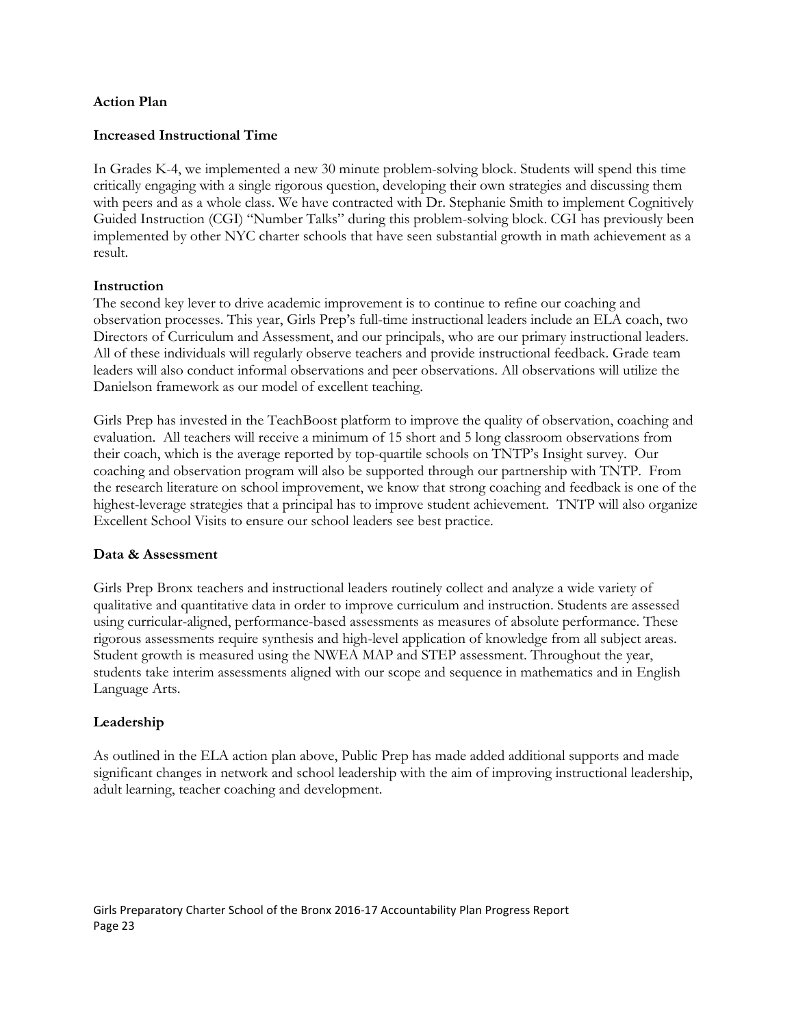**Action Plan**

**Increased Instructional Time**

In Grades K-4, we implemented a new 30 minute problem-solving block. Students will spend this time critically engaging with a single rigorous question, developing their own strategies and discussing them with peers and as a whole class. We have contracted with Dr. Stephanie Smith to implement Cognitively Guided Instruction (CGI) "Number Talks" during this problem-solving block. CGI has previously been implemented by other NYC charter schools that have seen substantial growth in math achievement as a result.

**Instruction**

The second key lever to drive academic improvement is to continue to refine our coaching and observation processes. This year, Girls Prep's full-time instructional leaders include an ELA coach, two Directors of Curriculum and Assessment, and our principals, who are our primary instructional leaders. All of these individuals will regularly observe teachers and provide instructional feedback. Grade team leaders will also conduct informal observations and peer observations. All observations will utilize the Danielson framework as our model of excellent teaching.

Girls Prep has invested in the TeachBoost platform to improve the quality of observation, coaching and evaluation. All teachers will receive a minimum of 15 short and 5 long classroom observations from their coach, which is the average reported by top-quartile schools on TNTP's Insight survey. Our coaching and observation program will also be supported through our partnership with TNTP. From the research literature on school improvement, we know that strong coaching and feedback is one of the highest-leverage strategies that a principal has to improve student achievement. TNTP will also organize Excellent School Visits to ensure our school leaders see best practice.

**Data & Assessment**

Girls Prep Bronx teachers and instructional leaders routinely collect and analyze a wide variety of qualitative and quantitative data in order to improve curriculum and instruction. Students are assessed using curricular-aligned, performance-based assessments as measures of absolute performance. These rigorous assessments require synthesis and high-level application of knowledge from all subject areas. Student growth is measured using the NWEA MAP and STEP assessment. Throughout the year, students take interim assessments aligned with our scope and sequence in mathematics and in English Language Arts.

**Leadership**

As outlined in the ELA action plan above, Public Prep has made added additional supports and made significant changes in network and school leadership with the aim of improving instructional leadership, adult learning, teacher coaching and development.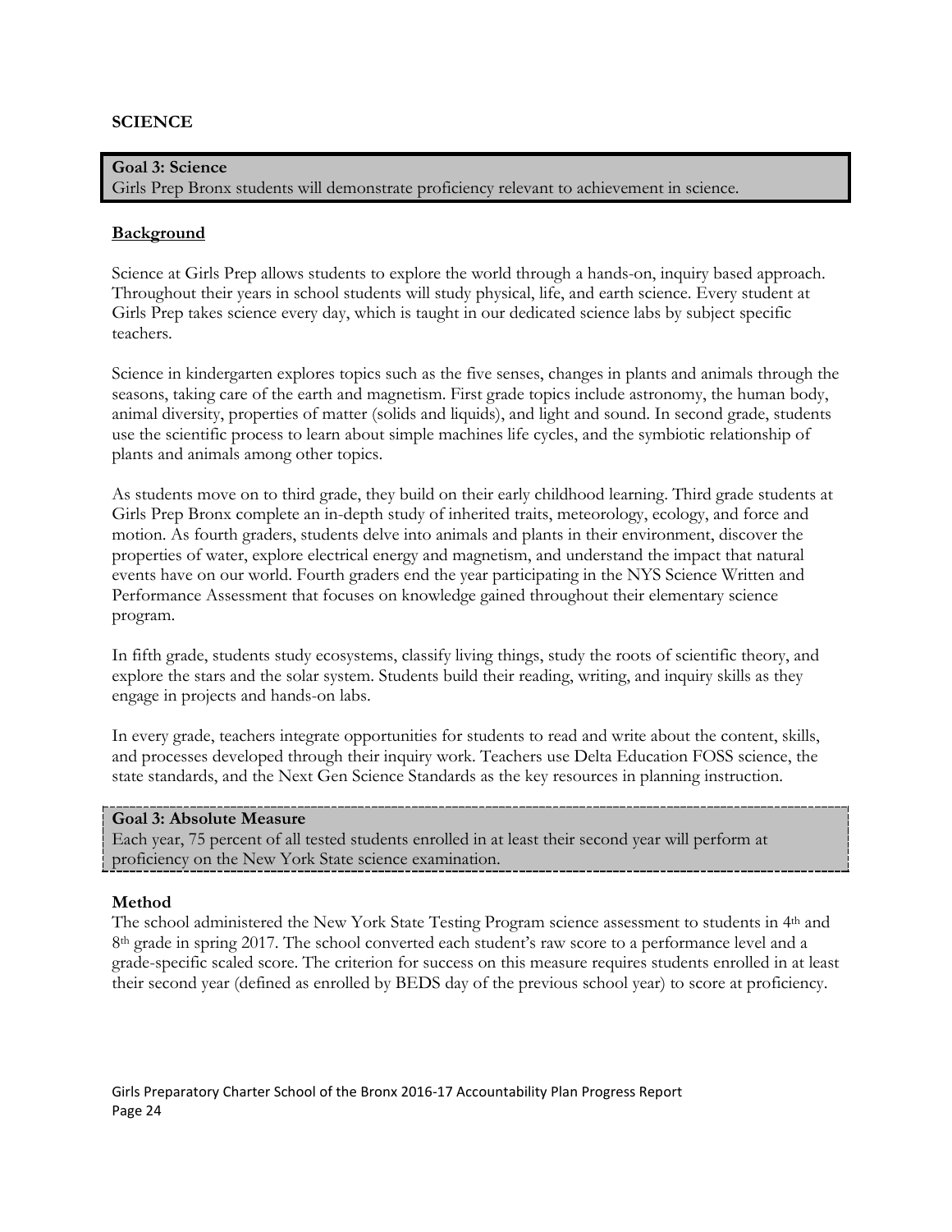## SCIENCE

**Goal 3: Science**
Girls Prep Bronx students will demonstrate proficiency relevant to achievement in science.

### Background

Science at Girls Prep allows students to explore the world through a hands-on, inquiry based approach. Throughout their years in school students will study physical, life, and earth science. Every student at Girls Prep takes science every day, which is taught in our dedicated science labs by subject specific teachers.

Science in kindergarten explores topics such as the five senses, changes in plants and animals through the seasons, taking care of the earth and magnetism. First grade topics include astronomy, the human body, animal diversity, properties of matter (solids and liquids), and light and sound. In second grade, students use the scientific process to learn about simple machines life cycles, and the symbiotic relationship of plants and animals among other topics.

As students move on to third grade, they build on their early childhood learning. Third grade students at Girls Prep Bronx complete an in-depth study of inherited traits, meteorology, ecology, and force and motion. As fourth graders, students delve into animals and plants in their environment, discover the properties of water, explore electrical energy and magnetism, and understand the impact that natural events have on our world. Fourth graders end the year participating in the NYS Science Written and Performance Assessment that focuses on knowledge gained throughout their elementary science program.

In fifth grade, students study ecosystems, classify living things, study the roots of scientific theory, and explore the stars and the solar system. Students build their reading, writing, and inquiry skills as they engage in projects and hands-on labs.

In every grade, teachers integrate opportunities for students to read and write about the content, skills, and processes developed through their inquiry work. Teachers use Delta Education FOSS science, the state standards, and the Next Gen Science Standards as the key resources in planning instruction.

**Goal 3: Absolute Measure**
Each year, 75 percent of all tested students enrolled in at least their second year will perform at proficiency on the New York State science examination.

**Method**
The school administered the New York State Testing Program science assessment to students in 4th and 8th grade in spring 2017. The school converted each student's raw score to a performance level and a grade-specific scaled score. The criterion for success on this measure requires students enrolled in at least their second year (defined as enrolled by BEDS day of the previous school year) to score at proficiency.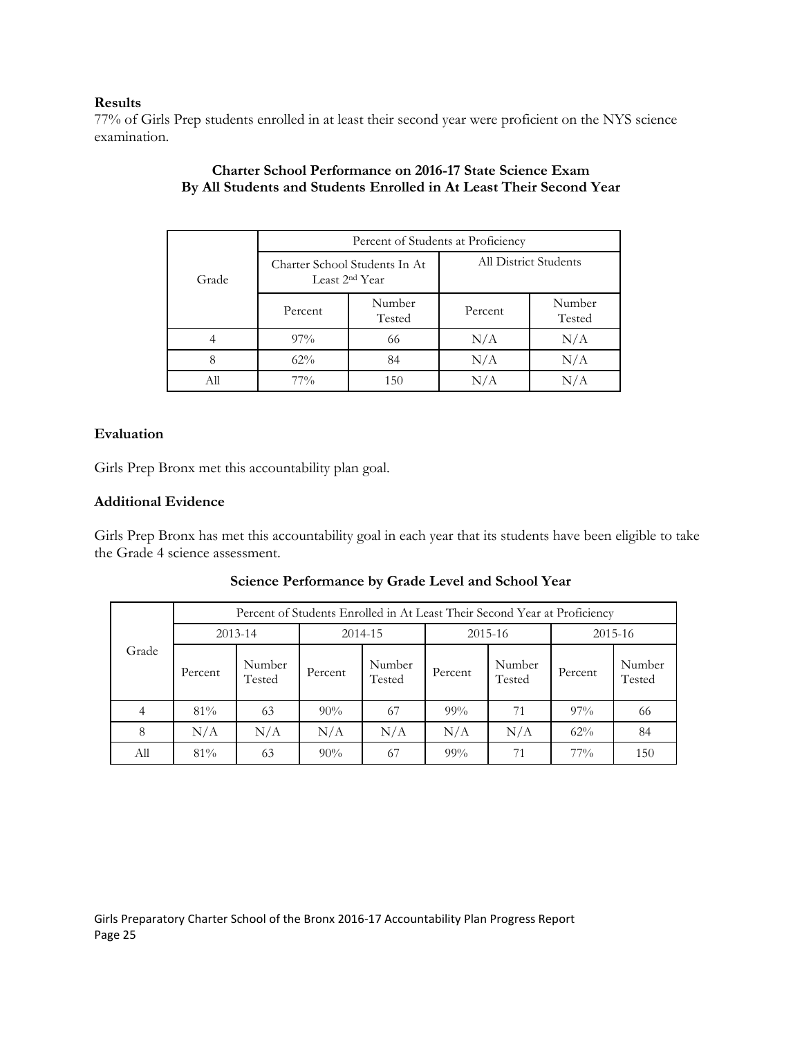**Results**

77% of Girls Prep students enrolled in at least their second year were proficient on the NYS science examination.

**Charter School Performance on 2016-17 State Science Exam**
**By All Students and Students Enrolled in At Least Their Second Year**

| Grade | Percent of Students at Proficiency | | | |
|---|---|---|---|---|
| | Charter School Students In At Least 2nd Year | | All District Students | |
| | Percent | Number Tested | Percent | Number Tested |
| 4 | 97% | 66 | N/A | N/A |
| 8 | 62% | 84 | N/A | N/A |
| All | 77% | 150 | N/A | N/A |

**Evaluation**

Girls Prep Bronx met this accountability plan goal.

**Additional Evidence**

Girls Prep Bronx has met this accountability goal in each year that its students have been eligible to take the Grade 4 science assessment.

**Science Performance by Grade Level and School Year**

| Grade | Percent of Students Enrolled in At Least Their Second Year at Proficiency | | | | | | | |
|---|---|---|---|---|---|---|---|---|
| | 2013-14 | | 2014-15 | | 2015-16 | | 2015-16 | |
| | Percent | Number Tested | Percent | Number Tested | Percent | Number Tested | Percent | Number Tested |
| 4 | 81% | 63 | 90% | 67 | 99% | 71 | 97% | 66 |
| 8 | N/A | N/A | N/A | N/A | N/A | N/A | 62% | 84 |
| All | 81% | 63 | 90% | 67 | 99% | 71 | 77% | 150 |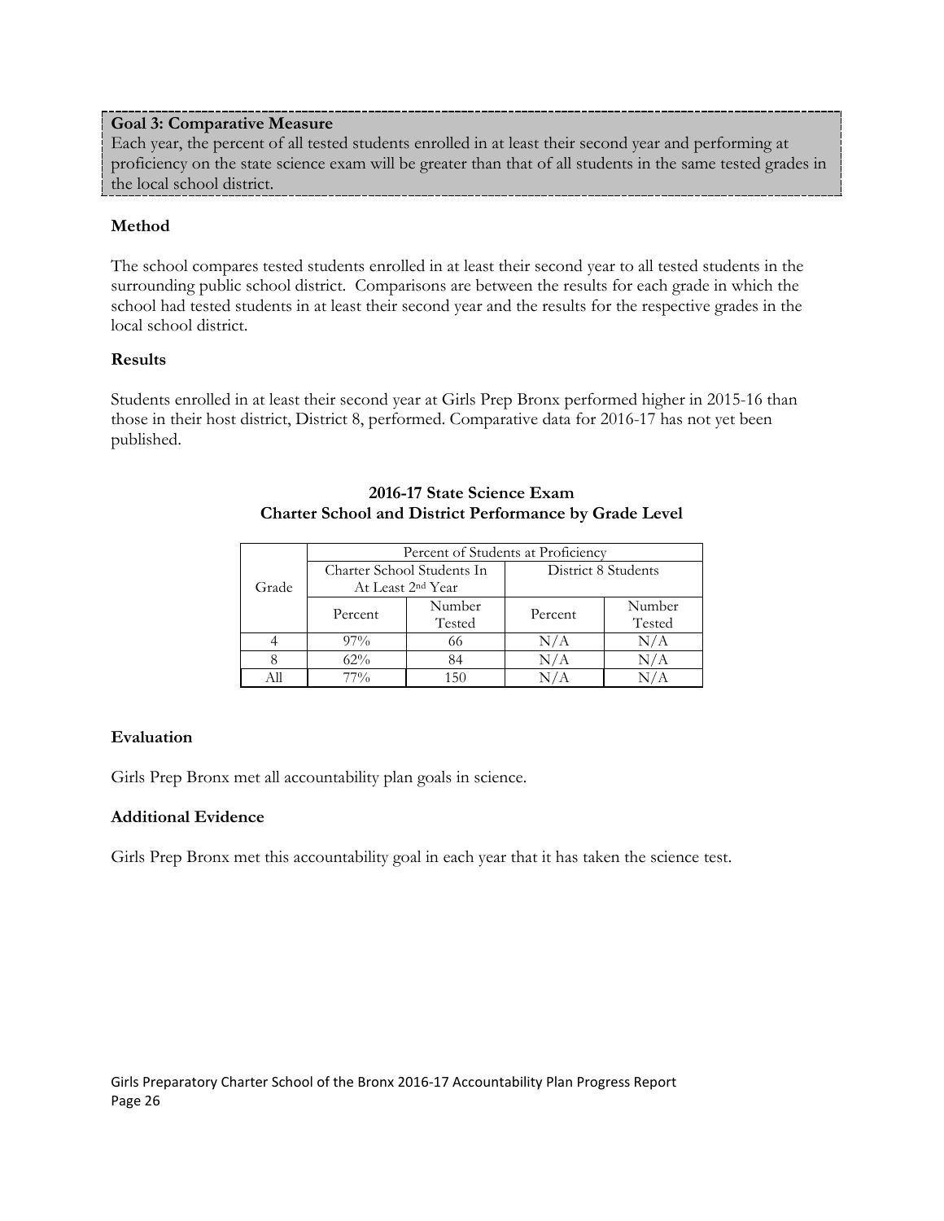**Goal 3: Comparative Measure**

Each year, the percent of all tested students enrolled in at least their second year and performing at proficiency on the state science exam will be greater than that of all students in the same tested grades in the local school district.

### Method

The school compares tested students enrolled in at least their second year to all tested students in the surrounding public school district. Comparisons are between the results for each grade in which the school had tested students in at least their second year and the results for the respective grades in the local school district.

### Results

Students enrolled in at least their second year at Girls Prep Bronx performed higher in 2015-16 than those in their host district, District 8, performed. Comparative data for 2016-17 has not yet been published.

**2016-17 State Science Exam**
**Charter School and District Performance by Grade Level**

| Grade | Percent of Students at Proficiency | | | |
|---|---|---|---|---|
| | Charter School Students In At Least 2nd Year | | District 8 Students | |
| | Percent | Number Tested | Percent | Number Tested |
| 4 | 97% | 66 | N/A | N/A |
| 8 | 62% | 84 | N/A | N/A |
| All | 77% | 150 | N/A | N/A |

### Evaluation

Girls Prep Bronx met all accountability plan goals in science.

### Additional Evidence

Girls Prep Bronx met this accountability goal in each year that it has taken the science test.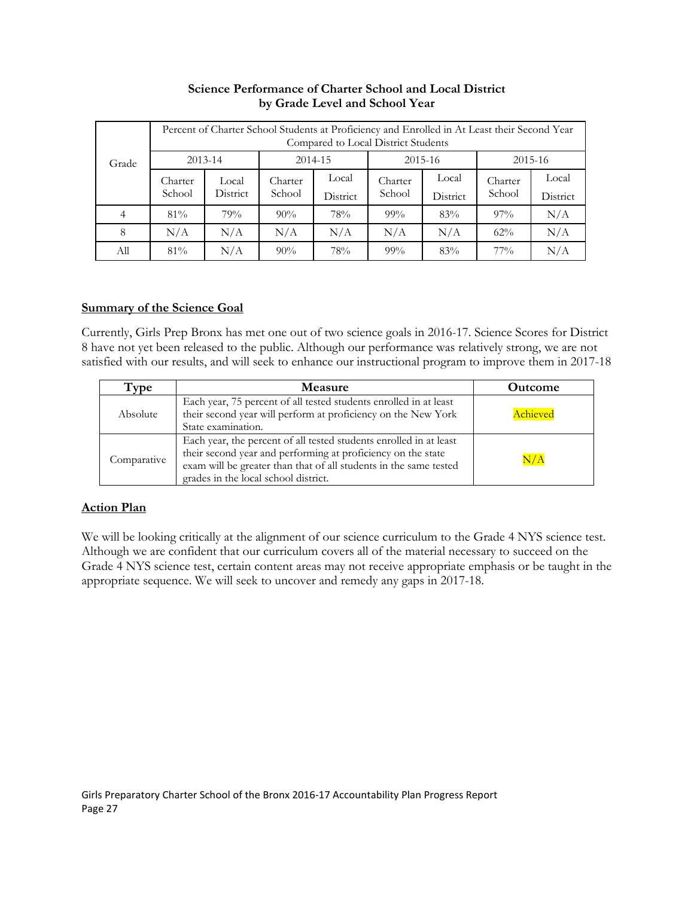**Science Performance of Charter School and Local District by Grade Level and School Year**

| Grade | Percent of Charter School Students at Proficiency and Enrolled in At Least their Second Year Compared to Local District Students | | | | | | | |
|---|---|---|---|---|---|---|---|---|
| | 2013-14 | | 2014-15 | | 2015-16 | | 2015-16 | |
| | Charter School | Local District | Charter School | Local District | Charter School | Local District | Charter School | Local District |
| 4 | 81% | 79% | 90% | 78% | 99% | 83% | 97% | N/A |
| 8 | N/A | N/A | N/A | N/A | N/A | N/A | 62% | N/A |
| All | 81% | N/A | 90% | 78% | 99% | 83% | 77% | N/A |

## Summary of the Science Goal

Currently, Girls Prep Bronx has met one out of two science goals in 2016-17. Science Scores for District 8 have not yet been released to the public. Although our performance was relatively strong, we are not satisfied with our results, and will seek to enhance our instructional program to improve them in 2017-18

| Type | Measure | Outcome |
|---|---|---|
| Absolute | Each year, 75 percent of all tested students enrolled in at least their second year will perform at proficiency on the New York State examination. | Achieved |
| Comparative | Each year, the percent of all tested students enrolled in at least their second year and performing at proficiency on the state exam will be greater than that of all students in the same tested grades in the local school district. | N/A |

## Action Plan

We will be looking critically at the alignment of our science curriculum to the Grade 4 NYS science test. Although we are confident that our curriculum covers all of the material necessary to succeed on the Grade 4 NYS science test, certain content areas may not receive appropriate emphasis or be taught in the appropriate sequence. We will seek to uncover and remedy any gaps in 2017-18.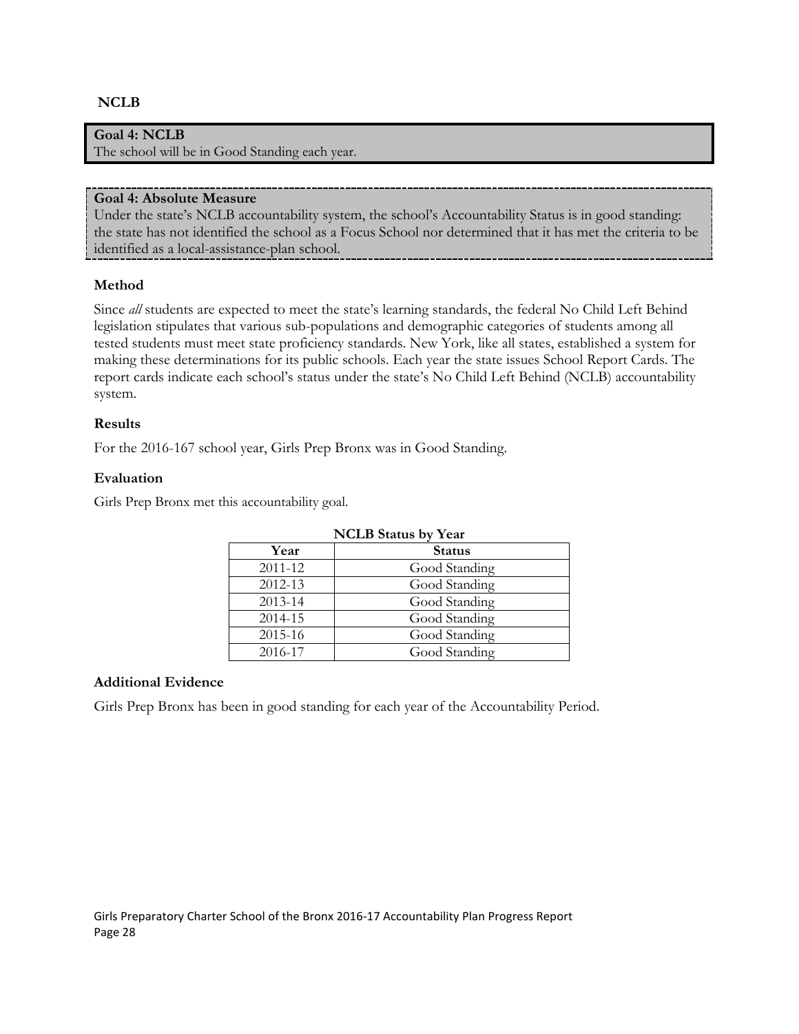**NCLB**

**Goal 4: NCLB**
The school will be in Good Standing each year.

**Goal 4: Absolute Measure**
Under the state's NCLB accountability system, the school's Accountability Status is in good standing: the state has not identified the school as a Focus School nor determined that it has met the criteria to be identified as a local-assistance-plan school.

### Method

Since *all* students are expected to meet the state's learning standards, the federal No Child Left Behind legislation stipulates that various sub-populations and demographic categories of students among all tested students must meet state proficiency standards. New York, like all states, established a system for making these determinations for its public schools. Each year the state issues School Report Cards. The report cards indicate each school's status under the state's No Child Left Behind (NCLB) accountability system.

### Results

For the 2016-167 school year, Girls Prep Bronx was in Good Standing.

### Evaluation

Girls Prep Bronx met this accountability goal.

**NCLB Status by Year**

| Year | Status |
|---|---|
| 2011-12 | Good Standing |
| 2012-13 | Good Standing |
| 2013-14 | Good Standing |
| 2014-15 | Good Standing |
| 2015-16 | Good Standing |
| 2016-17 | Good Standing |

### Additional Evidence

Girls Prep Bronx has been in good standing for each year of the Accountability Period.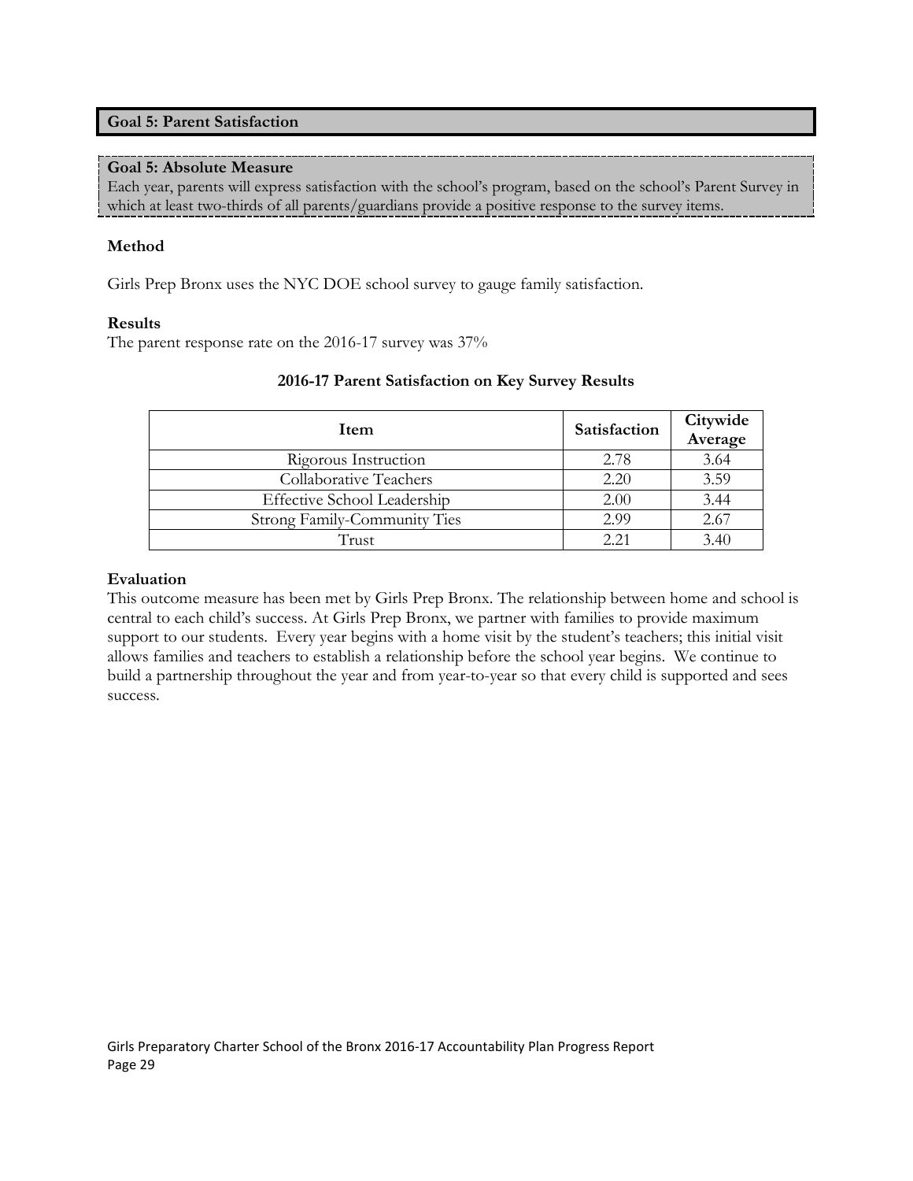## Goal 5: Parent Satisfaction

**Goal 5: Absolute Measure**

Each year, parents will express satisfaction with the school's program, based on the school's Parent Survey in which at least two-thirds of all parents/guardians provide a positive response to the survey items.

### Method

Girls Prep Bronx uses the NYC DOE school survey to gauge family satisfaction.

### Results

The parent response rate on the 2016-17 survey was 37%

**2016-17 Parent Satisfaction on Key Survey Results**

| Item | Satisfaction | Citywide Average |
|---|---|---|
| Rigorous Instruction | 2.78 | 3.64 |
| Collaborative Teachers | 2.20 | 3.59 |
| Effective School Leadership | 2.00 | 3.44 |
| Strong Family-Community Ties | 2.99 | 2.67 |
| Trust | 2.21 | 3.40 |

### Evaluation

This outcome measure has been met by Girls Prep Bronx. The relationship between home and school is central to each child's success. At Girls Prep Bronx, we partner with families to provide maximum support to our students. Every year begins with a home visit by the student's teachers; this initial visit allows families and teachers to establish a relationship before the school year begins. We continue to build a partnership throughout the year and from year-to-year so that every child is supported and sees success.